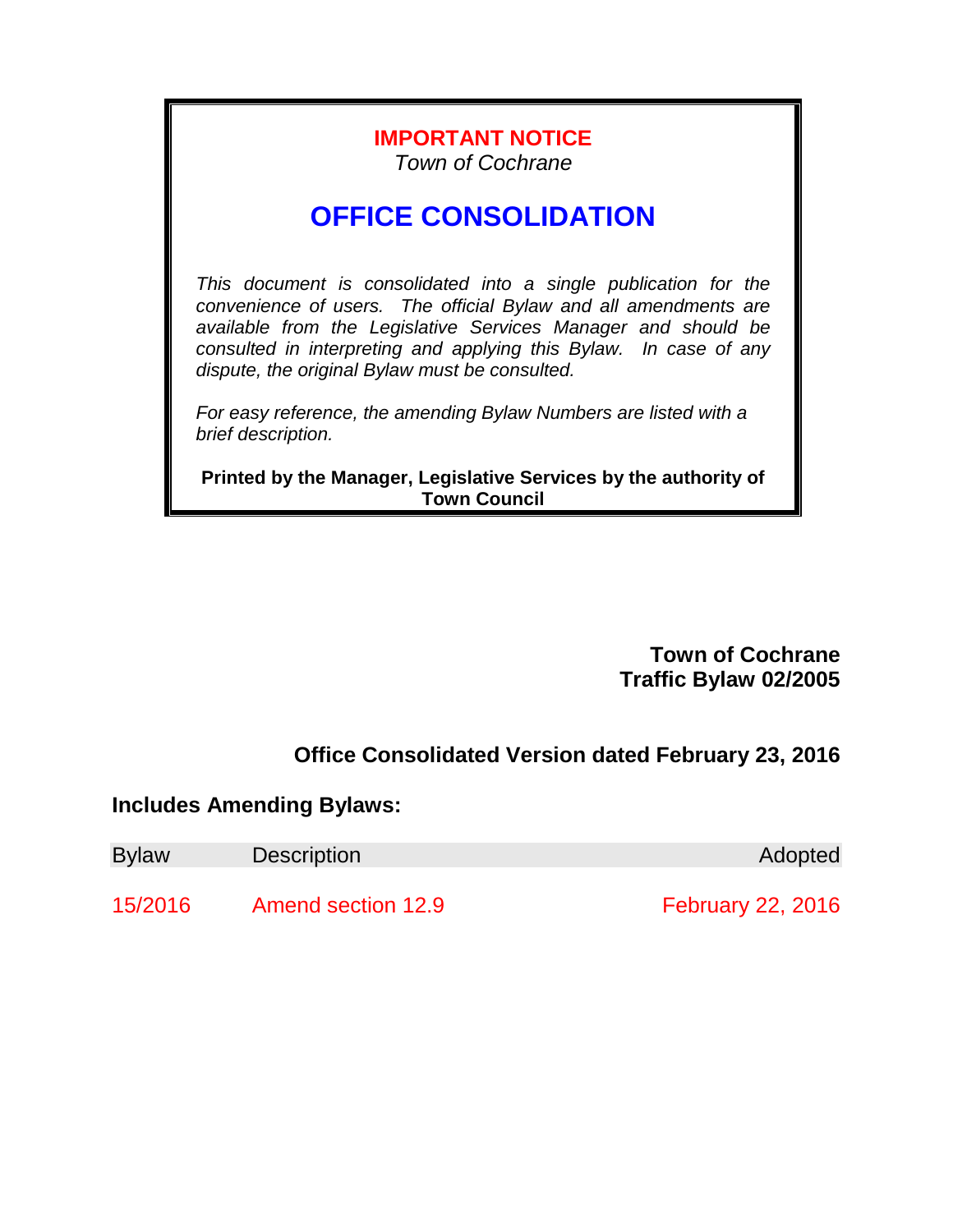**IMPORTANT NOTICE**

*Town of Cochrane*

# OFFICE CONSOLIDATION

*This document is consolidated into a single publication for the convenience of users. The official Bylaw and all amendments are available from the Legislative Services Manager and should be consulted in interpreting and applying this Bylaw. In case of any dispute, the original Bylaw must be consulted.*

*For easy reference, the amending Bylaw Numbers are listed with a brief description.*

**Printed by the Manager, Legislative Services by the authority of Town Council**

**Town of Cochrane**
**Traffic Bylaw 02/2005**

**Office Consolidated Version dated February 23, 2016**

**Includes Amending Bylaws:**

| Bylaw | Description | Adopted |
|---|---|---|
| 15/2016 | Amend section 12.9 | February 22, 2016 |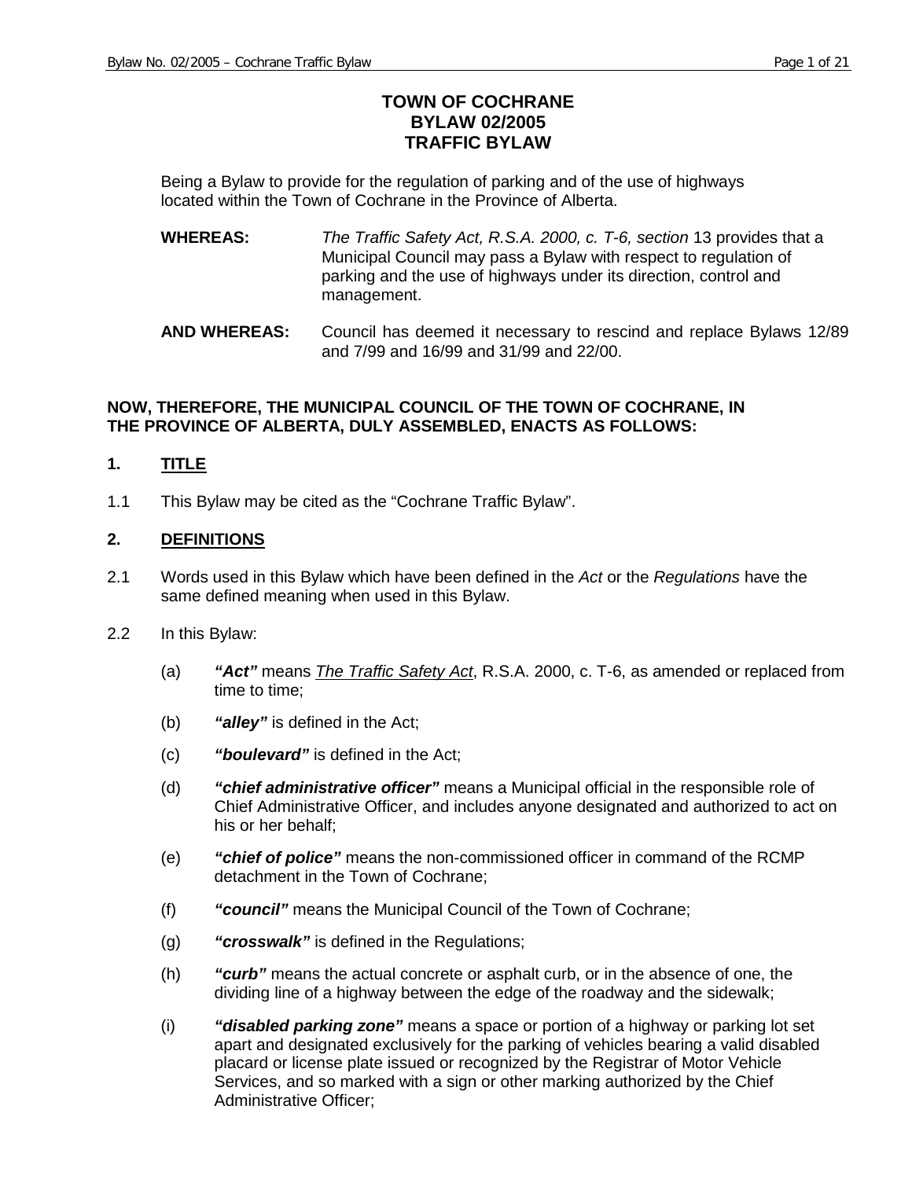# TOWN OF COCHRANE
# BYLAW 02/2005
# TRAFFIC BYLAW

Being a Bylaw to provide for the regulation of parking and of the use of highways located within the Town of Cochrane in the Province of Alberta.

**WHEREAS:** *The Traffic Safety Act, R.S.A. 2000, c. T-6, section* 13 provides that a Municipal Council may pass a Bylaw with respect to regulation of parking and the use of highways under its direction, control and management.

**AND WHEREAS:** Council has deemed it necessary to rescind and replace Bylaws 12/89 and 7/99 and 16/99 and 31/99 and 22/00.

**NOW, THEREFORE, THE MUNICIPAL COUNCIL OF THE TOWN OF COCHRANE, IN THE PROVINCE OF ALBERTA, DULY ASSEMBLED, ENACTS AS FOLLOWS:**

## 1. TITLE

1.1 This Bylaw may be cited as the "Cochrane Traffic Bylaw".

## 2. DEFINITIONS

2.1 Words used in this Bylaw which have been defined in the *Act* or the *Regulations* have the same defined meaning when used in this Bylaw.

2.2 In this Bylaw:

(a) ***"Act"*** means *The Traffic Safety Act*, R.S.A. 2000, c. T-6, as amended or replaced from time to time;

(b) ***"alley"*** is defined in the Act;

(c) ***"boulevard"*** is defined in the Act;

(d) ***"chief administrative officer"*** means a Municipal official in the responsible role of Chief Administrative Officer, and includes anyone designated and authorized to act on his or her behalf;

(e) ***"chief of police"*** means the non-commissioned officer in command of the RCMP detachment in the Town of Cochrane;

(f) ***"council"*** means the Municipal Council of the Town of Cochrane;

(g) ***"crosswalk"*** is defined in the Regulations;

(h) ***"curb"*** means the actual concrete or asphalt curb, or in the absence of one, the dividing line of a highway between the edge of the roadway and the sidewalk;

(i) ***"disabled parking zone"*** means a space or portion of a highway or parking lot set apart and designated exclusively for the parking of vehicles bearing a valid disabled placard or license plate issued or recognized by the Registrar of Motor Vehicle Services, and so marked with a sign or other marking authorized by the Chief Administrative Officer;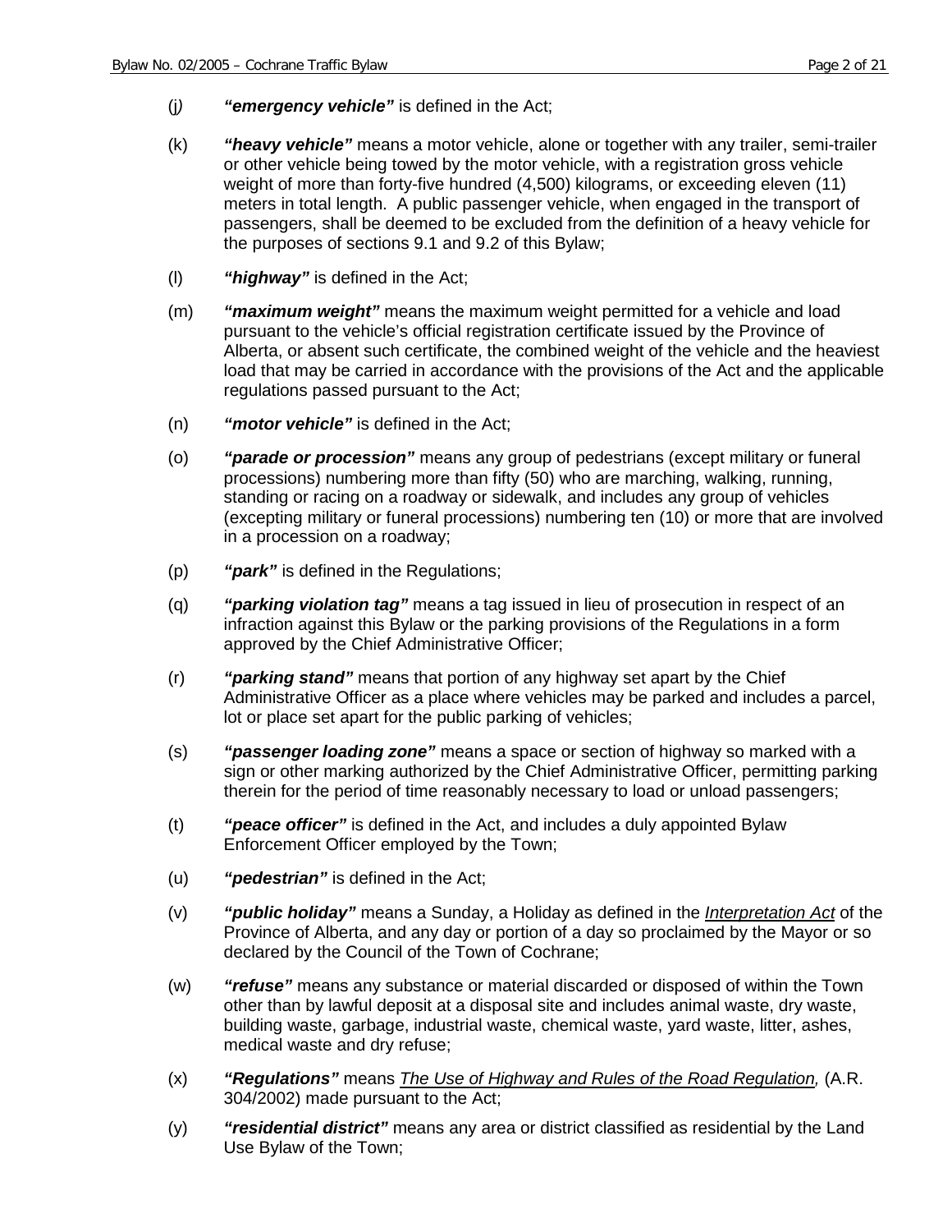(j) ***"emergency vehicle"*** is defined in the Act;

(k) ***"heavy vehicle"*** means a motor vehicle, alone or together with any trailer, semi-trailer or other vehicle being towed by the motor vehicle, with a registration gross vehicle weight of more than forty-five hundred (4,500) kilograms, or exceeding eleven (11) meters in total length. A public passenger vehicle, when engaged in the transport of passengers, shall be deemed to be excluded from the definition of a heavy vehicle for the purposes of sections 9.1 and 9.2 of this Bylaw;

(l) ***"highway"*** is defined in the Act;

(m) ***"maximum weight"*** means the maximum weight permitted for a vehicle and load pursuant to the vehicle's official registration certificate issued by the Province of Alberta, or absent such certificate, the combined weight of the vehicle and the heaviest load that may be carried in accordance with the provisions of the Act and the applicable regulations passed pursuant to the Act;

(n) ***"motor vehicle"*** is defined in the Act;

(o) ***"parade or procession"*** means any group of pedestrians (except military or funeral processions) numbering more than fifty (50) who are marching, walking, running, standing or racing on a roadway or sidewalk, and includes any group of vehicles (excepting military or funeral processions) numbering ten (10) or more that are involved in a procession on a roadway;

(p) ***"park"*** is defined in the Regulations;

(q) ***"parking violation tag"*** means a tag issued in lieu of prosecution in respect of an infraction against this Bylaw or the parking provisions of the Regulations in a form approved by the Chief Administrative Officer;

(r) ***"parking stand"*** means that portion of any highway set apart by the Chief Administrative Officer as a place where vehicles may be parked and includes a parcel, lot or place set apart for the public parking of vehicles;

(s) ***"passenger loading zone"*** means a space or section of highway so marked with a sign or other marking authorized by the Chief Administrative Officer, permitting parking therein for the period of time reasonably necessary to load or unload passengers;

(t) ***"peace officer"*** is defined in the Act, and includes a duly appointed Bylaw Enforcement Officer employed by the Town;

(u) ***"pedestrian"*** is defined in the Act;

(v) ***"public holiday"*** means a Sunday, a Holiday as defined in the *Interpretation Act* of the Province of Alberta, and any day or portion of a day so proclaimed by the Mayor or so declared by the Council of the Town of Cochrane;

(w) ***"refuse"*** means any substance or material discarded or disposed of within the Town other than by lawful deposit at a disposal site and includes animal waste, dry waste, building waste, garbage, industrial waste, chemical waste, yard waste, litter, ashes, medical waste and dry refuse;

(x) ***"Regulations"*** means *The Use of Highway and Rules of the Road Regulation,* (A.R. 304/2002) made pursuant to the Act;

(y) ***"residential district"*** means any area or district classified as residential by the Land Use Bylaw of the Town;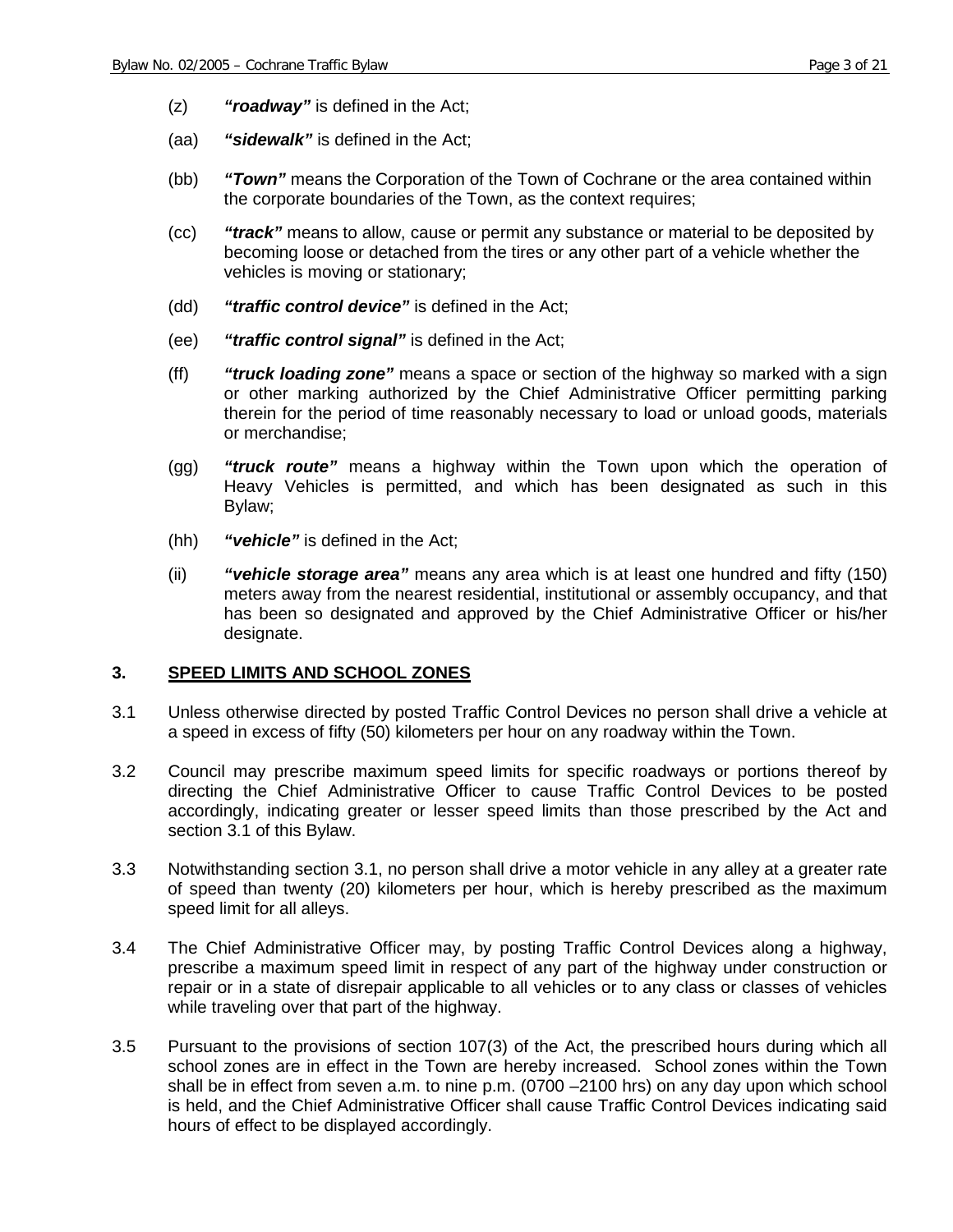(z) ***"roadway"*** is defined in the Act;

(aa) ***"sidewalk"*** is defined in the Act;

(bb) ***"Town"*** means the Corporation of the Town of Cochrane or the area contained within the corporate boundaries of the Town, as the context requires;

(cc) ***"track"*** means to allow, cause or permit any substance or material to be deposited by becoming loose or detached from the tires or any other part of a vehicle whether the vehicles is moving or stationary;

(dd) ***"traffic control device"*** is defined in the Act;

(ee) ***"traffic control signal"*** is defined in the Act;

(ff) ***"truck loading zone"*** means a space or section of the highway so marked with a sign or other marking authorized by the Chief Administrative Officer permitting parking therein for the period of time reasonably necessary to load or unload goods, materials or merchandise;

(gg) ***"truck route"*** means a highway within the Town upon which the operation of Heavy Vehicles is permitted, and which has been designated as such in this Bylaw;

(hh) ***"vehicle"*** is defined in the Act;

(ii) ***"vehicle storage area"*** means any area which is at least one hundred and fifty (150) meters away from the nearest residential, institutional or assembly occupancy, and that has been so designated and approved by the Chief Administrative Officer or his/her designate.

## 3. SPEED LIMITS AND SCHOOL ZONES

3.1 Unless otherwise directed by posted Traffic Control Devices no person shall drive a vehicle at a speed in excess of fifty (50) kilometers per hour on any roadway within the Town.

3.2 Council may prescribe maximum speed limits for specific roadways or portions thereof by directing the Chief Administrative Officer to cause Traffic Control Devices to be posted accordingly, indicating greater or lesser speed limits than those prescribed by the Act and section 3.1 of this Bylaw.

3.3 Notwithstanding section 3.1, no person shall drive a motor vehicle in any alley at a greater rate of speed than twenty (20) kilometers per hour, which is hereby prescribed as the maximum speed limit for all alleys.

3.4 The Chief Administrative Officer may, by posting Traffic Control Devices along a highway, prescribe a maximum speed limit in respect of any part of the highway under construction or repair or in a state of disrepair applicable to all vehicles or to any class or classes of vehicles while traveling over that part of the highway.

3.5 Pursuant to the provisions of section 107(3) of the Act, the prescribed hours during which all school zones are in effect in the Town are hereby increased. School zones within the Town shall be in effect from seven a.m. to nine p.m. (0700 –2100 hrs) on any day upon which school is held, and the Chief Administrative Officer shall cause Traffic Control Devices indicating said hours of effect to be displayed accordingly.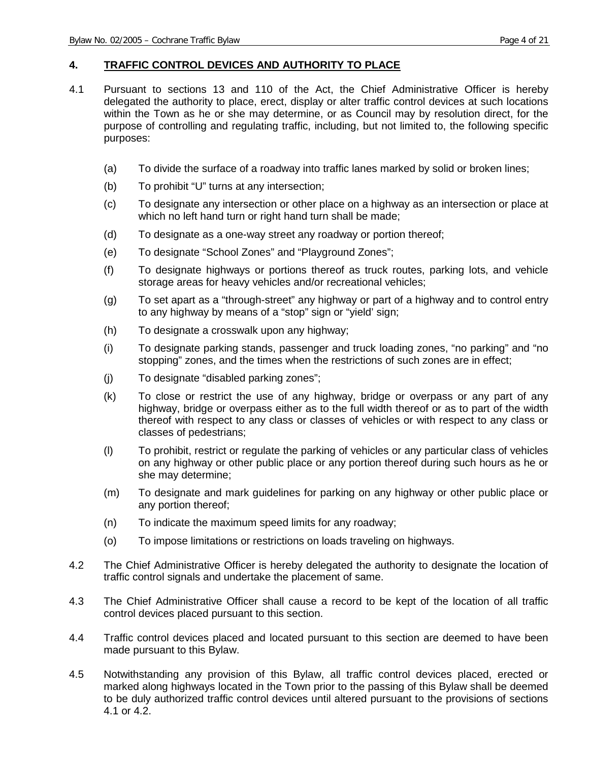## 4. TRADE CONTROL DEVICES AND AUTHORITY TO PLACE

4.1 Pursuant to sections 13 and 110 of the Act, the Chief Administrative Officer is hereby delegated the authority to place, erect, display or alter traffic control devices at such locations within the Town as he or she may determine, or as Council may by resolution direct, for the purpose of controlling and regulating traffic, including, but not limited to, the following specific purposes:

(a) To divide the surface of a roadway into traffic lanes marked by solid or broken lines;

(b) To prohibit "U" turns at any intersection;

(c) To designate any intersection or other place on a highway as an intersection or place at which no left hand turn or right hand turn shall be made;

(d) To designate as a one-way street any roadway or portion thereof;

(e) To designate "School Zones" and "Playground Zones";

(f) To designate highways or portions thereof as truck routes, parking lots, and vehicle storage areas for heavy vehicles and/or recreational vehicles;

(g) To set apart as a "through-street" any highway or part of a highway and to control entry to any highway by means of a "stop" sign or "yield' sign;

(h) To designate a crosswalk upon any highway;

(i) To designate parking stands, passenger and truck loading zones, "no parking" and "no stopping" zones, and the times when the restrictions of such zones are in effect;

(j) To designate "disabled parking zones";

(k) To close or restrict the use of any highway, bridge or overpass or any part of any highway, bridge or overpass either as to the full width thereof or as to part of the width thereof with respect to any class or classes of vehicles or with respect to any class or classes of pedestrians;

(l) To prohibit, restrict or regulate the parking of vehicles or any particular class of vehicles on any highway or other public place or any portion thereof during such hours as he or she may determine;

(m) To designate and mark guidelines for parking on any highway or other public place or any portion thereof;

(n) To indicate the maximum speed limits for any roadway;

(o) To impose limitations or restrictions on loads traveling on highways.

4.2 The Chief Administrative Officer is hereby delegated the authority to designate the location of traffic control signals and undertake the placement of same.

4.3 The Chief Administrative Officer shall cause a record to be kept of the location of all traffic control devices placed pursuant to this section.

4.4 Traffic control devices placed and located pursuant to this section are deemed to have been made pursuant to this Bylaw.

4.5 Notwithstanding any provision of this Bylaw, all traffic control devices placed, erected or marked along highways located in the Town prior to the passing of this Bylaw shall be deemed to be duly authorized traffic control devices until altered pursuant to the provisions of sections 4.1 or 4.2.

## 4. TRAFFIC CONTROL DEVICES AND AUTHORITY TO PLACE

4.1 Pursuant to sections 13 and 110 of the Act, the Chief Administrative Officer is hereby delegated the authority to place, erect, display or alter traffic control devices at such locations within the Town as he or she may determine, or as Council may by resolution direct, for the purpose of controlling and regulating traffic, including, but not limited to, the following specific purposes:

(a) To divide the surface of a roadway into traffic lanes marked by solid or broken lines;

(b) To prohibit "U" turns at any intersection;

(c) To designate any intersection or other place on a highway as an intersection or place at which no left hand turn or right hand turn shall be made;

(d) To designate as a one-way street any roadway or portion thereof;

(e) To designate "School Zones" and "Playground Zones";

(f) To designate highways or portions thereof as truck routes, parking lots, and vehicle storage areas for heavy vehicles and/or recreational vehicles;

(g) To set apart as a "through-street" any highway or part of a highway and to control entry to any highway by means of a "stop" sign or "yield' sign;

(h) To designate a crosswalk upon any highway;

(i) To designate parking stands, passenger and truck loading zones, "no parking" and "no stopping" zones, and the times when the restrictions of such zones are in effect;

(j) To designate "disabled parking zones";

(k) To close or restrict the use of any highway, bridge or overpass or any part of any highway, bridge or overpass either as to the full width thereof or as to part of the width thereof with respect to any class or classes of vehicles or with respect to any class or classes of pedestrians;

(l) To prohibit, restrict or regulate the parking of vehicles or any particular class of vehicles on any highway or other public place or any portion thereof during such hours as he or she may determine;

(m) To designate and mark guidelines for parking on any highway or other public place or any portion thereof;

(n) To indicate the maximum speed limits for any roadway;

(o) To impose limitations or restrictions on loads traveling on highways.

4.2 The Chief Administrative Officer is hereby delegated the authority to designate the location of traffic control signals and undertake the placement of same.

4.3 The Chief Administrative Officer shall cause a record to be kept of the location of all traffic control devices placed pursuant to this section.

4.4 Traffic control devices placed and located pursuant to this section are deemed to have been made pursuant to this Bylaw.

4.5 Notwithstanding any provision of this Bylaw, all traffic control devices placed, erected or marked along highways located in the Town prior to the passing of this Bylaw shall be deemed to be duly authorized traffic control devices until altered pursuant to the provisions of sections 4.1 or 4.2.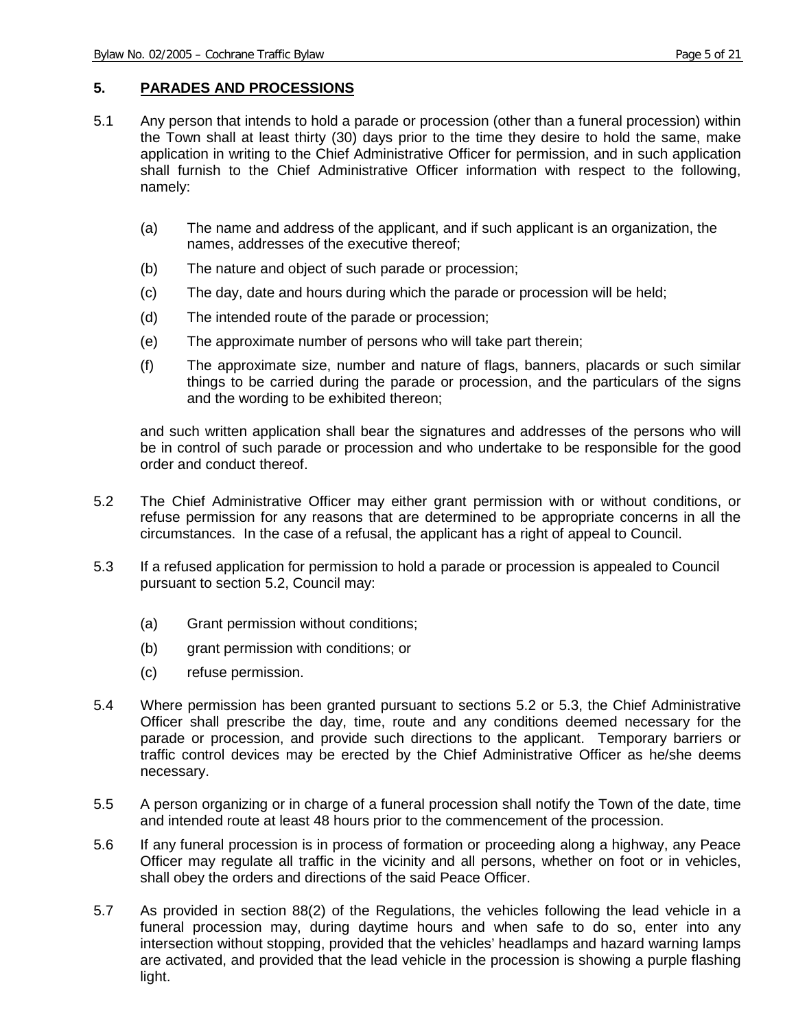## 5. PARADES AND PROCESSIONS

5.1 Any person that intends to hold a parade or procession (other than a funeral procession) within the Town shall at least thirty (30) days prior to the time they desire to hold the same, make application in writing to the Chief Administrative Officer for permission, and in such application shall furnish to the Chief Administrative Officer information with respect to the following, namely:

(a) The name and address of the applicant, and if such applicant is an organization, the names, addresses of the executive thereof;

(b) The nature and object of such parade or procession;

(c) The day, date and hours during which the parade or procession will be held;

(d) The intended route of the parade or procession;

(e) The approximate number of persons who will take part therein;

(f) The approximate size, number and nature of flags, banners, placards or such similar things to be carried during the parade or procession, and the particulars of the signs and the wording to be exhibited thereon;

and such written application shall bear the signatures and addresses of the persons who will be in control of such parade or procession and who undertake to be responsible for the good order and conduct thereof.

5.2 The Chief Administrative Officer may either grant permission with or without conditions, or refuse permission for any reasons that are determined to be appropriate concerns in all the circumstances. In the case of a refusal, the applicant has a right of appeal to Council.

5.3 If a refused application for permission to hold a parade or procession is appealed to Council pursuant to section 5.2, Council may:

(a) Grant permission without conditions;

(b) grant permission with conditions; or

(c) refuse permission.

5.4 Where permission has been granted pursuant to sections 5.2 or 5.3, the Chief Administrative Officer shall prescribe the day, time, route and any conditions deemed necessary for the parade or procession, and provide such directions to the applicant. Temporary barriers or traffic control devices may be erected by the Chief Administrative Officer as he/she deems necessary.

5.5 A person organizing or in charge of a funeral procession shall notify the Town of the date, time and intended route at least 48 hours prior to the commencement of the procession.

5.6 If any funeral procession is in process of formation or proceeding along a highway, any Peace Officer may regulate all traffic in the vicinity and all persons, whether on foot or in vehicles, shall obey the orders and directions of the said Peace Officer.

5.7 As provided in section 88(2) of the Regulations, the vehicles following the lead vehicle in a funeral procession may, during daytime hours and when safe to do so, enter into any intersection without stopping, provided that the vehicles' headlamps and hazard warning lamps are activated, and provided that the lead vehicle in the procession is showing a purple flashing light.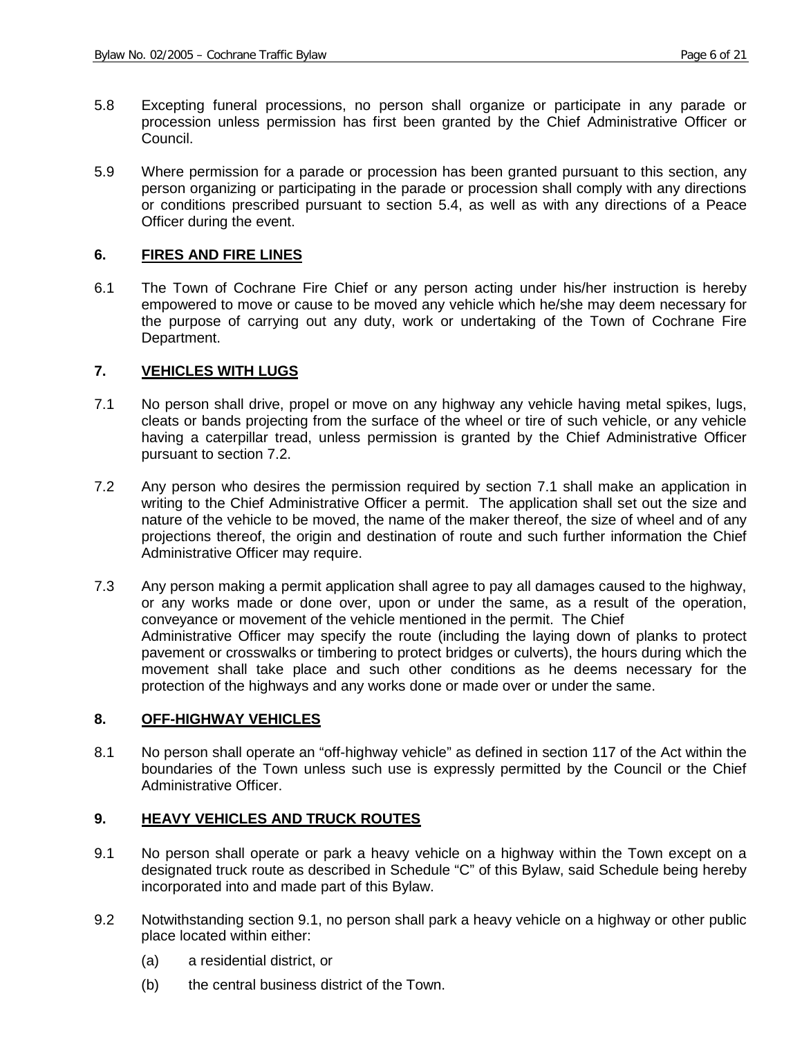5.8 Excepting funeral processions, no person shall organize or participate in any parade or procession unless permission has first been granted by the Chief Administrative Officer or Council.

5.9 Where permission for a parade or procession has been granted pursuant to this section, any person organizing or participating in the parade or procession shall comply with any directions or conditions prescribed pursuant to section 5.4, as well as with any directions of a Peace Officer during the event.

## 6. FIRES AND FIRE LINES

6.1 The Town of Cochrane Fire Chief or any person acting under his/her instruction is hereby empowered to move or cause to be moved any vehicle which he/she may deem necessary for the purpose of carrying out any duty, work or undertaking of the Town of Cochrane Fire Department.

## 7. VEHICLES WITH LUGS

7.1 No person shall drive, propel or move on any highway any vehicle having metal spikes, lugs, cleats or bands projecting from the surface of the wheel or tire of such vehicle, or any vehicle having a caterpillar tread, unless permission is granted by the Chief Administrative Officer pursuant to section 7.2.

7.2 Any person who desires the permission required by section 7.1 shall make an application in writing to the Chief Administrative Officer a permit. The application shall set out the size and nature of the vehicle to be moved, the name of the maker thereof, the size of wheel and of any projections thereof, the origin and destination of route and such further information the Chief Administrative Officer may require.

7.3 Any person making a permit application shall agree to pay all damages caused to the highway, or any works made or done over, upon or under the same, as a result of the operation, conveyance or movement of the vehicle mentioned in the permit. The Chief Administrative Officer may specify the route (including the laying down of planks to protect pavement or crosswalks or timbering to protect bridges or culverts), the hours during which the movement shall take place and such other conditions as he deems necessary for the protection of the highways and any works done or made over or under the same.

## 8. OFF-HIGHWAY VEHICLES

8.1 No person shall operate an "off-highway vehicle" as defined in section 117 of the Act within the boundaries of the Town unless such use is expressly permitted by the Council or the Chief Administrative Officer.

## 9. HEAVY VEHICLES AND TRUCK ROUTES

9.1 No person shall operate or park a heavy vehicle on a highway within the Town except on a designated truck route as described in Schedule "C" of this Bylaw, said Schedule being hereby incorporated into and made part of this Bylaw.

9.2 Notwithstanding section 9.1, no person shall park a heavy vehicle on a highway or other public place located within either:

(a) a residential district, or

(b) the central business district of the Town.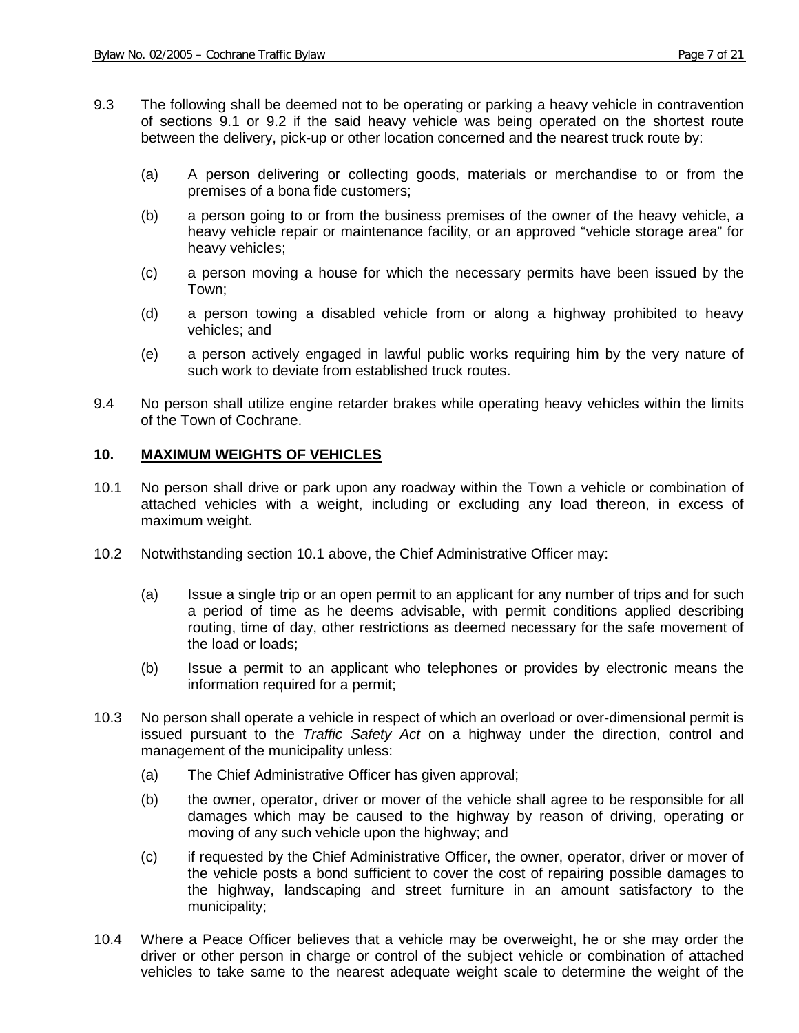9.3 The following shall be deemed not to be operating or parking a heavy vehicle in contravention of sections 9.1 or 9.2 if the said heavy vehicle was being operated on the shortest route between the delivery, pick-up or other location concerned and the nearest truck route by:

(a) A person delivering or collecting goods, materials or merchandise to or from the premises of a bona fide customers;

(b) a person going to or from the business premises of the owner of the heavy vehicle, a heavy vehicle repair or maintenance facility, or an approved "vehicle storage area" for heavy vehicles;

(c) a person moving a house for which the necessary permits have been issued by the Town;

(d) a person towing a disabled vehicle from or along a highway prohibited to heavy vehicles; and

(e) a person actively engaged in lawful public works requiring him by the very nature of such work to deviate from established truck routes.

9.4 No person shall utilize engine retarder brakes while operating heavy vehicles within the limits of the Town of Cochrane.

## 10. MAXIMUM WEIGHTS OF VEHICLES

10.1 No person shall drive or park upon any roadway within the Town a vehicle or combination of attached vehicles with a weight, including or excluding any load thereon, in excess of maximum weight.

10.2 Notwithstanding section 10.1 above, the Chief Administrative Officer may:

(a) Issue a single trip or an open permit to an applicant for any number of trips and for such a period of time as he deems advisable, with permit conditions applied describing routing, time of day, other restrictions as deemed necessary for the safe movement of the load or loads;

(b) Issue a permit to an applicant who telephones or provides by electronic means the information required for a permit;

10.3 No person shall operate a vehicle in respect of which an overload or over-dimensional permit is issued pursuant to the *Traffic Safety Act* on a highway under the direction, control and management of the municipality unless:

(a) The Chief Administrative Officer has given approval;

(b) the owner, operator, driver or mover of the vehicle shall agree to be responsible for all damages which may be caused to the highway by reason of driving, operating or moving of any such vehicle upon the highway; and

(c) if requested by the Chief Administrative Officer, the owner, operator, driver or mover of the vehicle posts a bond sufficient to cover the cost of repairing possible damages to the highway, landscaping and street furniture in an amount satisfactory to the municipality;

10.4 Where a Peace Officer believes that a vehicle may be overweight, he or she may order the driver or other person in charge or control of the subject vehicle or combination of attached vehicles to take same to the nearest adequate weight scale to determine the weight of the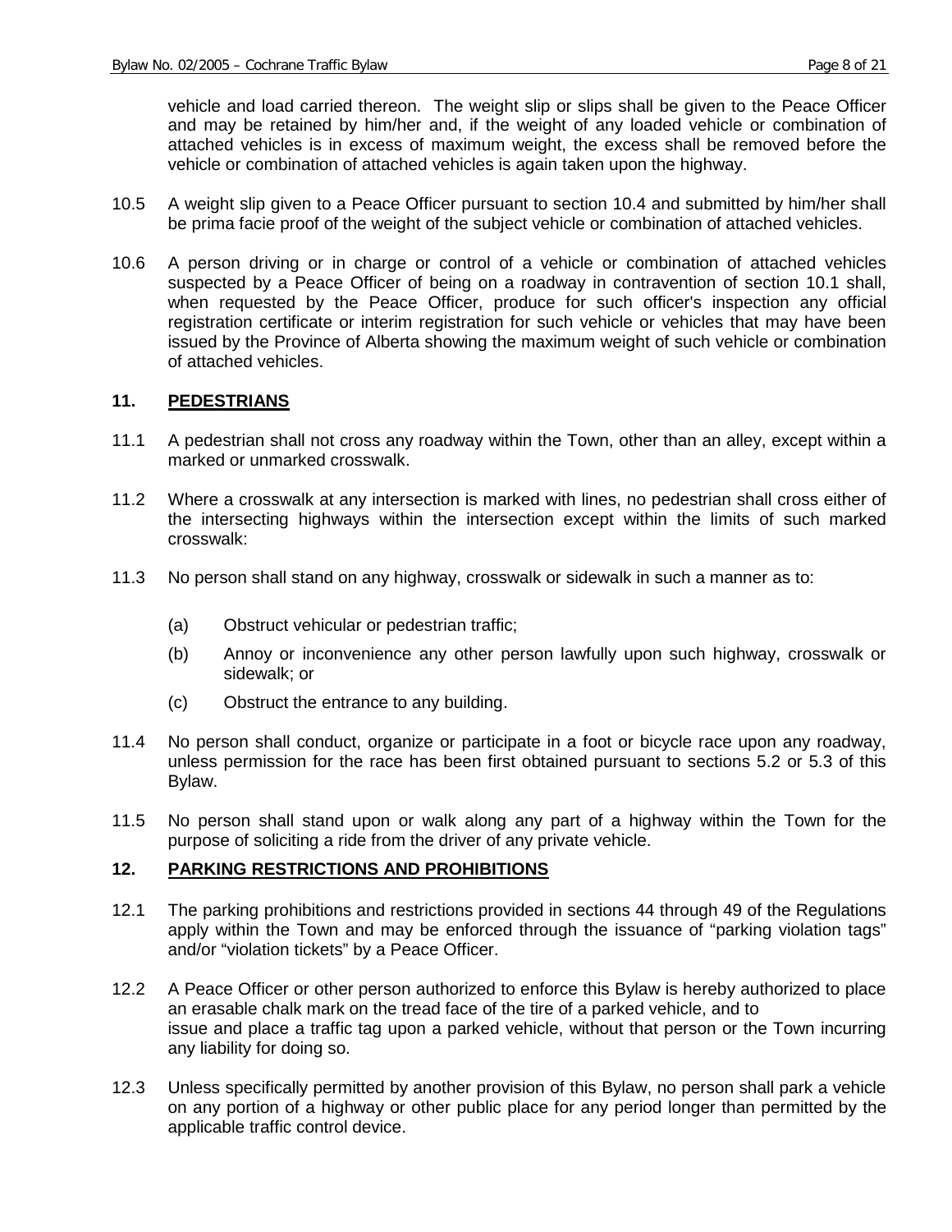vehicle and load carried thereon. The weight slip or slips shall be given to the Peace Officer and may be retained by him/her and, if the weight of any loaded vehicle or combination of attached vehicles is in excess of maximum weight, the excess shall be removed before the vehicle or combination of attached vehicles is again taken upon the highway.

10.5 A weight slip given to a Peace Officer pursuant to section 10.4 and submitted by him/her shall be prima facie proof of the weight of the subject vehicle or combination of attached vehicles.

10.6 A person driving or in charge or control of a vehicle or combination of attached vehicles suspected by a Peace Officer of being on a roadway in contravention of section 10.1 shall, when requested by the Peace Officer, produce for such officer's inspection any official registration certificate or interim registration for such vehicle or vehicles that may have been issued by the Province of Alberta showing the maximum weight of such vehicle or combination of attached vehicles.

## 11. PEDESTRIANS

11.1 A pedestrian shall not cross any roadway within the Town, other than an alley, except within a marked or unmarked crosswalk.

11.2 Where a crosswalk at any intersection is marked with lines, no pedestrian shall cross either of the intersecting highways within the intersection except within the limits of such marked crosswalk:

11.3 No person shall stand on any highway, crosswalk or sidewalk in such a manner as to:

(a) Obstruct vehicular or pedestrian traffic;

(b) Annoy or inconvenience any other person lawfully upon such highway, crosswalk or sidewalk; or

(c) Obstruct the entrance to any building.

11.4 No person shall conduct, organize or participate in a foot or bicycle race upon any roadway, unless permission for the race has been first obtained pursuant to sections 5.2 or 5.3 of this Bylaw.

11.5 No person shall stand upon or walk along any part of a highway within the Town for the purpose of soliciting a ride from the driver of any private vehicle.

## 12. PARKING RESTRICTIONS AND PROHIBITIONS

12.1 The parking prohibitions and restrictions provided in sections 44 through 49 of the Regulations apply within the Town and may be enforced through the issuance of "parking violation tags" and/or "violation tickets" by a Peace Officer.

12.2 A Peace Officer or other person authorized to enforce this Bylaw is hereby authorized to place an erasable chalk mark on the tread face of the tire of a parked vehicle, and to issue and place a traffic tag upon a parked vehicle, without that person or the Town incurring any liability for doing so.

12.3 Unless specifically permitted by another provision of this Bylaw, no person shall park a vehicle on any portion of a highway or other public place for any period longer than permitted by the applicable traffic control device.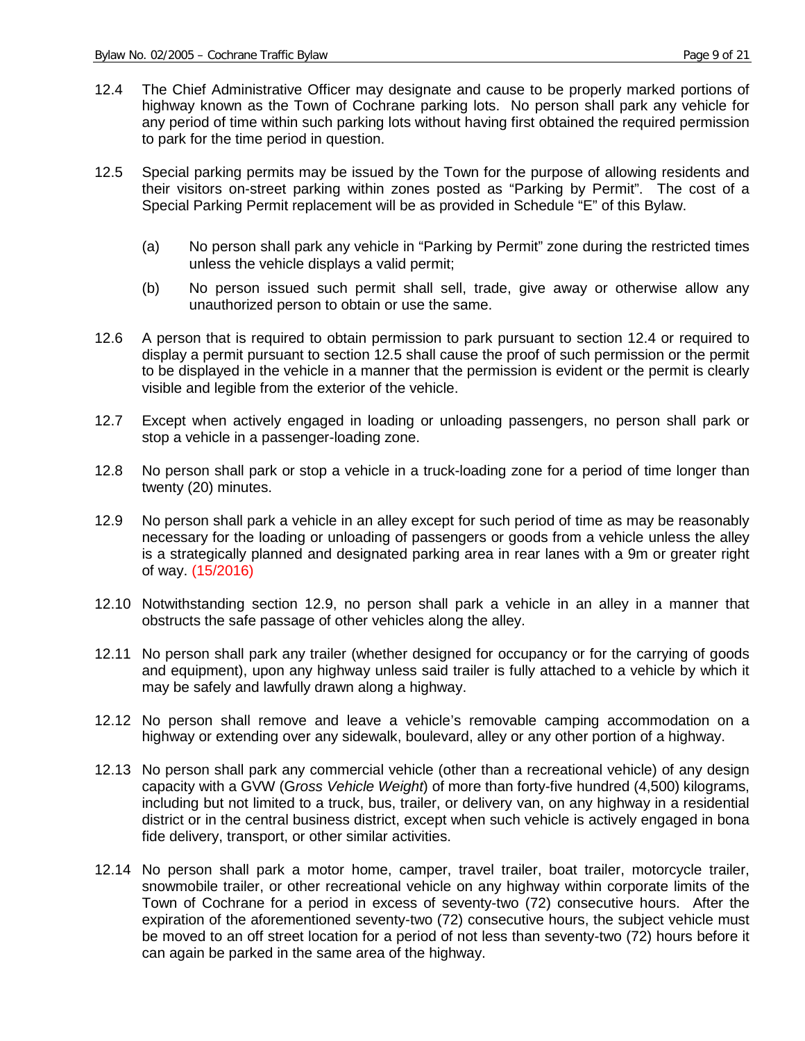12.4 The Chief Administrative Officer may designate and cause to be properly marked portions of highway known as the Town of Cochrane parking lots. No person shall park any vehicle for any period of time within such parking lots without having first obtained the required permission to park for the time period in question.

12.5 Special parking permits may be issued by the Town for the purpose of allowing residents and their visitors on-street parking within zones posted as "Parking by Permit". The cost of a Special Parking Permit replacement will be as provided in Schedule "E" of this Bylaw.

(a) No person shall park any vehicle in "Parking by Permit" zone during the restricted times unless the vehicle displays a valid permit;

(b) No person issued such permit shall sell, trade, give away or otherwise allow any unauthorized person to obtain or use the same.

12.6 A person that is required to obtain permission to park pursuant to section 12.4 or required to display a permit pursuant to section 12.5 shall cause the proof of such permission or the permit to be displayed in the vehicle in a manner that the permission is evident or the permit is clearly visible and legible from the exterior of the vehicle.

12.7 Except when actively engaged in loading or unloading passengers, no person shall park or stop a vehicle in a passenger-loading zone.

12.8 No person shall park or stop a vehicle in a truck-loading zone for a period of time longer than twenty (20) minutes.

12.9 No person shall park a vehicle in an alley except for such period of time as may be reasonably necessary for the loading or unloading of passengers or goods from a vehicle unless the alley is a strategically planned and designated parking area in rear lanes with a 9m or greater right of way. (15/2016)

12.10 Notwithstanding section 12.9, no person shall park a vehicle in an alley in a manner that obstructs the safe passage of other vehicles along the alley.

12.11 No person shall park any trailer (whether designed for occupancy or for the carrying of goods and equipment), upon any highway unless said trailer is fully attached to a vehicle by which it may be safely and lawfully drawn along a highway.

12.12 No person shall remove and leave a vehicle's removable camping accommodation on a highway or extending over any sidewalk, boulevard, alley or any other portion of a highway.

12.13 No person shall park any commercial vehicle (other than a recreational vehicle) of any design capacity with a GVW (G*ross Vehicle Weight*) of more than forty-five hundred (4,500) kilograms, including but not limited to a truck, bus, trailer, or delivery van, on any highway in a residential district or in the central business district, except when such vehicle is actively engaged in bona fide delivery, transport, or other similar activities.

12.14 No person shall park a motor home, camper, travel trailer, boat trailer, motorcycle trailer, snowmobile trailer, or other recreational vehicle on any highway within corporate limits of the Town of Cochrane for a period in excess of seventy-two (72) consecutive hours. After the expiration of the aforementioned seventy-two (72) consecutive hours, the subject vehicle must be moved to an off street location for a period of not less than seventy-two (72) hours before it can again be parked in the same area of the highway.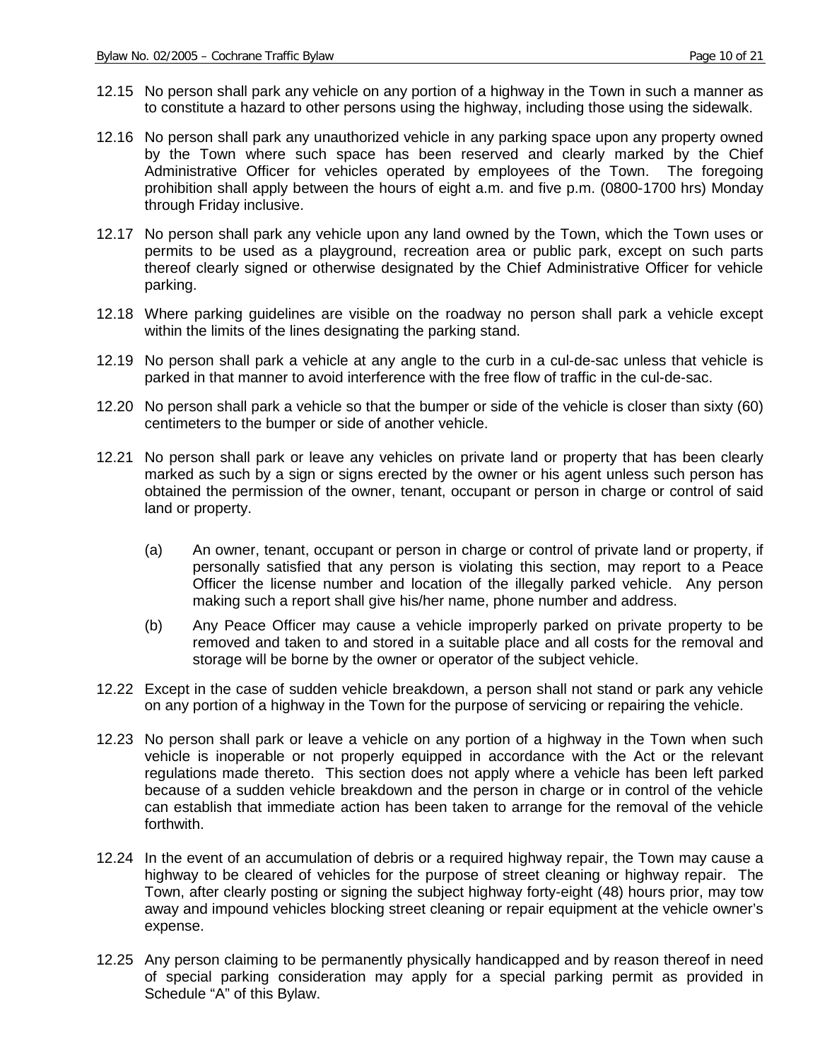12.15 No person shall park any vehicle on any portion of a highway in the Town in such a manner as to constitute a hazard to other persons using the highway, including those using the sidewalk.

12.16 No person shall park any unauthorized vehicle in any parking space upon any property owned by the Town where such space has been reserved and clearly marked by the Chief Administrative Officer for vehicles operated by employees of the Town. The foregoing prohibition shall apply between the hours of eight a.m. and five p.m. (0800-1700 hrs) Monday through Friday inclusive.

12.17 No person shall park any vehicle upon any land owned by the Town, which the Town uses or permits to be used as a playground, recreation area or public park, except on such parts thereof clearly signed or otherwise designated by the Chief Administrative Officer for vehicle parking.

12.18 Where parking guidelines are visible on the roadway no person shall park a vehicle except within the limits of the lines designating the parking stand.

12.19 No person shall park a vehicle at any angle to the curb in a cul-de-sac unless that vehicle is parked in that manner to avoid interference with the free flow of traffic in the cul-de-sac.

12.20 No person shall park a vehicle so that the bumper or side of the vehicle is closer than sixty (60) centimeters to the bumper or side of another vehicle.

12.21 No person shall park or leave any vehicles on private land or property that has been clearly marked as such by a sign or signs erected by the owner or his agent unless such person has obtained the permission of the owner, tenant, occupant or person in charge or control of said land or property.

(a) An owner, tenant, occupant or person in charge or control of private land or property, if personally satisfied that any person is violating this section, may report to a Peace Officer the license number and location of the illegally parked vehicle. Any person making such a report shall give his/her name, phone number and address.

(b) Any Peace Officer may cause a vehicle improperly parked on private property to be removed and taken to and stored in a suitable place and all costs for the removal and storage will be borne by the owner or operator of the subject vehicle.

12.22 Except in the case of sudden vehicle breakdown, a person shall not stand or park any vehicle on any portion of a highway in the Town for the purpose of servicing or repairing the vehicle.

12.23 No person shall park or leave a vehicle on any portion of a highway in the Town when such vehicle is inoperable or not properly equipped in accordance with the Act or the relevant regulations made thereto. This section does not apply where a vehicle has been left parked because of a sudden vehicle breakdown and the person in charge or in control of the vehicle can establish that immediate action has been taken to arrange for the removal of the vehicle forthwith.

12.24 In the event of an accumulation of debris or a required highway repair, the Town may cause a highway to be cleared of vehicles for the purpose of street cleaning or highway repair. The Town, after clearly posting or signing the subject highway forty-eight (48) hours prior, may tow away and impound vehicles blocking street cleaning or repair equipment at the vehicle owner's expense.

12.25 Any person claiming to be permanently physically handicapped and by reason thereof in need of special parking consideration may apply for a special parking permit as provided in Schedule "A" of this Bylaw.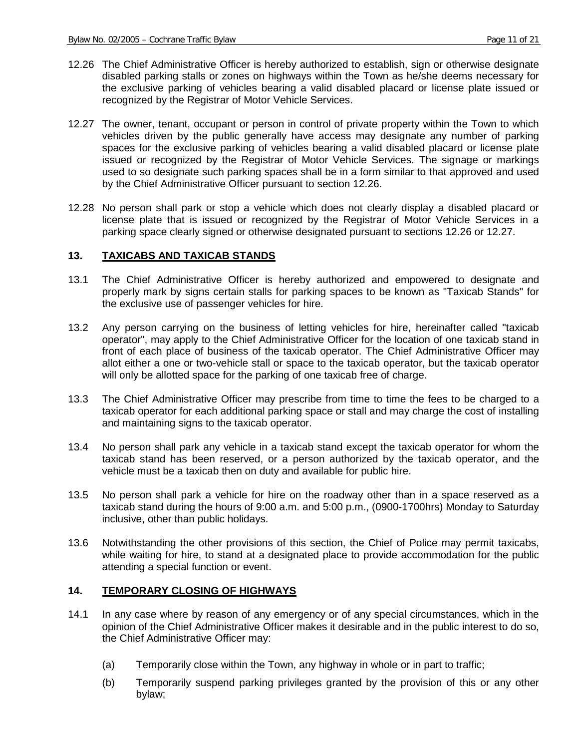12.26 The Chief Administrative Officer is hereby authorized to establish, sign or otherwise designate disabled parking stalls or zones on highways within the Town as he/she deems necessary for the exclusive parking of vehicles bearing a valid disabled placard or license plate issued or recognized by the Registrar of Motor Vehicle Services.

12.27 The owner, tenant, occupant or person in control of private property within the Town to which vehicles driven by the public generally have access may designate any number of parking spaces for the exclusive parking of vehicles bearing a valid disabled placard or license plate issued or recognized by the Registrar of Motor Vehicle Services. The signage or markings used to so designate such parking spaces shall be in a form similar to that approved and used by the Chief Administrative Officer pursuant to section 12.26.

12.28 No person shall park or stop a vehicle which does not clearly display a disabled placard or license plate that is issued or recognized by the Registrar of Motor Vehicle Services in a parking space clearly signed or otherwise designated pursuant to sections 12.26 or 12.27.

## 13. <u>TAXICABS AND TAXICAB STANDS</u>

13.1 The Chief Administrative Officer is hereby authorized and empowered to designate and properly mark by signs certain stalls for parking spaces to be known as "Taxicab Stands" for the exclusive use of passenger vehicles for hire.

13.2 Any person carrying on the business of letting vehicles for hire, hereinafter called "taxicab operator", may apply to the Chief Administrative Officer for the location of one taxicab stand in front of each place of business of the taxicab operator. The Chief Administrative Officer may allot either a one or two-vehicle stall or space to the taxicab operator, but the taxicab operator will only be allotted space for the parking of one taxicab free of charge.

13.3 The Chief Administrative Officer may prescribe from time to time the fees to be charged to a taxicab operator for each additional parking space or stall and may charge the cost of installing and maintaining signs to the taxicab operator.

13.4 No person shall park any vehicle in a taxicab stand except the taxicab operator for whom the taxicab stand has been reserved, or a person authorized by the taxicab operator, and the vehicle must be a taxicab then on duty and available for public hire.

13.5 No person shall park a vehicle for hire on the roadway other than in a space reserved as a taxicab stand during the hours of 9:00 a.m. and 5:00 p.m., (0900-1700hrs) Monday to Saturday inclusive, other than public holidays.

13.6 Notwithstanding the other provisions of this section, the Chief of Police may permit taxicabs, while waiting for hire, to stand at a designated place to provide accommodation for the public attending a special function or event.

## 14. <u>TEMPORARY CLOSING OF HIGHWAYS</u>

14.1 In any case where by reason of any emergency or of any special circumstances, which in the opinion of the Chief Administrative Officer makes it desirable and in the public interest to do so, the Chief Administrative Officer may:

(a) Temporarily close within the Town, any highway in whole or in part to traffic;

(b) Temporarily suspend parking privileges granted by the provision of this or any other bylaw;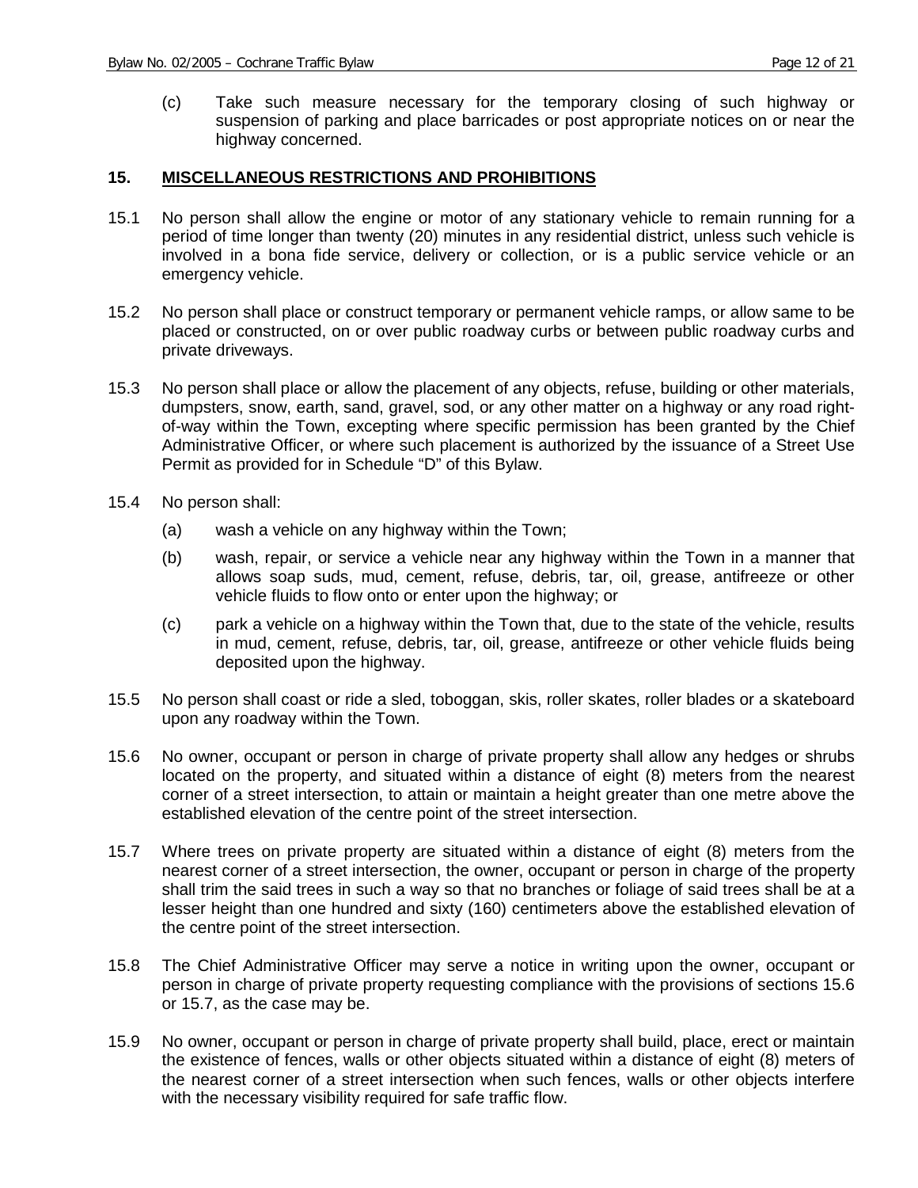(c) Take such measure necessary for the temporary closing of such highway or suspension of parking and place barricades or post appropriate notices on or near the highway concerned.

## 15. MISCELLANEOUS RESTRICTIONS AND PROHIBITIONS

15.1 No person shall allow the engine or motor of any stationary vehicle to remain running for a period of time longer than twenty (20) minutes in any residential district, unless such vehicle is involved in a bona fide service, delivery or collection, or is a public service vehicle or an emergency vehicle.

15.2 No person shall place or construct temporary or permanent vehicle ramps, or allow same to be placed or constructed, on or over public roadway curbs or between public roadway curbs and private driveways.

15.3 No person shall place or allow the placement of any objects, refuse, building or other materials, dumpsters, snow, earth, sand, gravel, sod, or any other matter on a highway or any road right-of-way within the Town, excepting where specific permission has been granted by the Chief Administrative Officer, or where such placement is authorized by the issuance of a Street Use Permit as provided for in Schedule "D" of this Bylaw.

15.4 No person shall:

(a) wash a vehicle on any highway within the Town;

(b) wash, repair, or service a vehicle near any highway within the Town in a manner that allows soap suds, mud, cement, refuse, debris, tar, oil, grease, antifreeze or other vehicle fluids to flow onto or enter upon the highway; or

(c) park a vehicle on a highway within the Town that, due to the state of the vehicle, results in mud, cement, refuse, debris, tar, oil, grease, antifreeze or other vehicle fluids being deposited upon the highway.

15.5 No person shall coast or ride a sled, toboggan, skis, roller skates, roller blades or a skateboard upon any roadway within the Town.

15.6 No owner, occupant or person in charge of private property shall allow any hedges or shrubs located on the property, and situated within a distance of eight (8) meters from the nearest corner of a street intersection, to attain or maintain a height greater than one metre above the established elevation of the centre point of the street intersection.

15.7 Where trees on private property are situated within a distance of eight (8) meters from the nearest corner of a street intersection, the owner, occupant or person in charge of the property shall trim the said trees in such a way so that no branches or foliage of said trees shall be at a lesser height than one hundred and sixty (160) centimeters above the established elevation of the centre point of the street intersection.

15.8 The Chief Administrative Officer may serve a notice in writing upon the owner, occupant or person in charge of private property requesting compliance with the provisions of sections 15.6 or 15.7, as the case may be.

15.9 No owner, occupant or person in charge of private property shall build, place, erect or maintain the existence of fences, walls or other objects situated within a distance of eight (8) meters of the nearest corner of a street intersection when such fences, walls or other objects interfere with the necessary visibility required for safe traffic flow.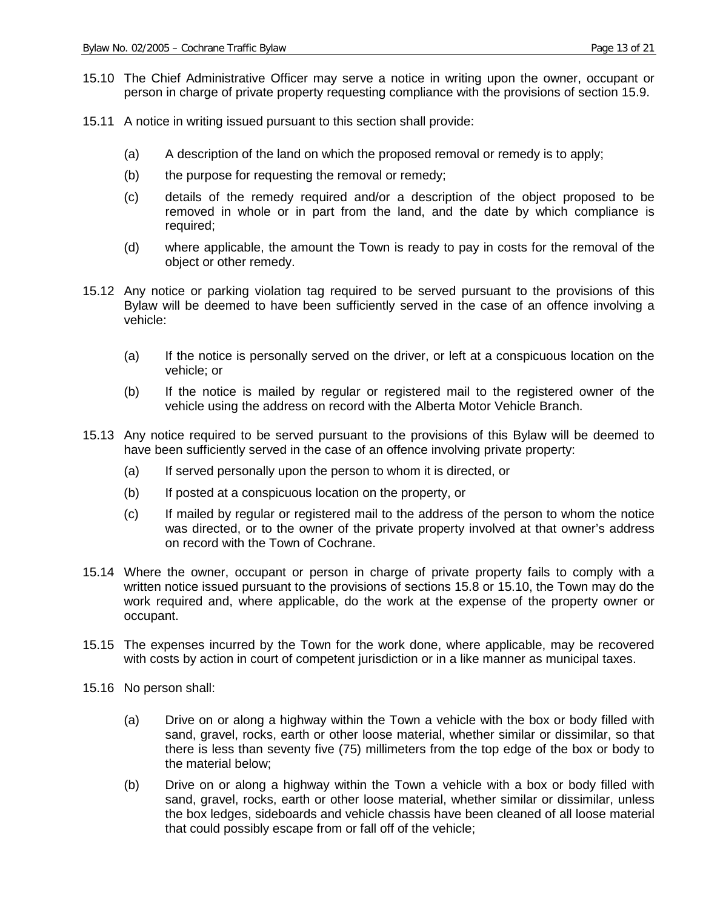15.10 The Chief Administrative Officer may serve a notice in writing upon the owner, occupant or person in charge of private property requesting compliance with the provisions of section 15.9.

15.11 A notice in writing issued pursuant to this section shall provide:

(a) A description of the land on which the proposed removal or remedy is to apply;

(b) the purpose for requesting the removal or remedy;

(c) details of the remedy required and/or a description of the object proposed to be removed in whole or in part from the land, and the date by which compliance is required;

(d) where applicable, the amount the Town is ready to pay in costs for the removal of the object or other remedy.

15.12 Any notice or parking violation tag required to be served pursuant to the provisions of this Bylaw will be deemed to have been sufficiently served in the case of an offence involving a vehicle:

(a) If the notice is personally served on the driver, or left at a conspicuous location on the vehicle; or

(b) If the notice is mailed by regular or registered mail to the registered owner of the vehicle using the address on record with the Alberta Motor Vehicle Branch.

15.13 Any notice required to be served pursuant to the provisions of this Bylaw will be deemed to have been sufficiently served in the case of an offence involving private property:

(a) If served personally upon the person to whom it is directed, or

(b) If posted at a conspicuous location on the property, or

(c) If mailed by regular or registered mail to the address of the person to whom the notice was directed, or to the owner of the private property involved at that owner's address on record with the Town of Cochrane.

15.14 Where the owner, occupant or person in charge of private property fails to comply with a written notice issued pursuant to the provisions of sections 15.8 or 15.10, the Town may do the work required and, where applicable, do the work at the expense of the property owner or occupant.

15.15 The expenses incurred by the Town for the work done, where applicable, may be recovered with costs by action in court of competent jurisdiction or in a like manner as municipal taxes.

15.16 No person shall:

(a) Drive on or along a highway within the Town a vehicle with the box or body filled with sand, gravel, rocks, earth or other loose material, whether similar or dissimilar, so that there is less than seventy five (75) millimeters from the top edge of the box or body to the material below;

(b) Drive on or along a highway within the Town a vehicle with a box or body filled with sand, gravel, rocks, earth or other loose material, whether similar or dissimilar, unless the box ledges, sideboards and vehicle chassis have been cleaned of all loose material that could possibly escape from or fall off of the vehicle;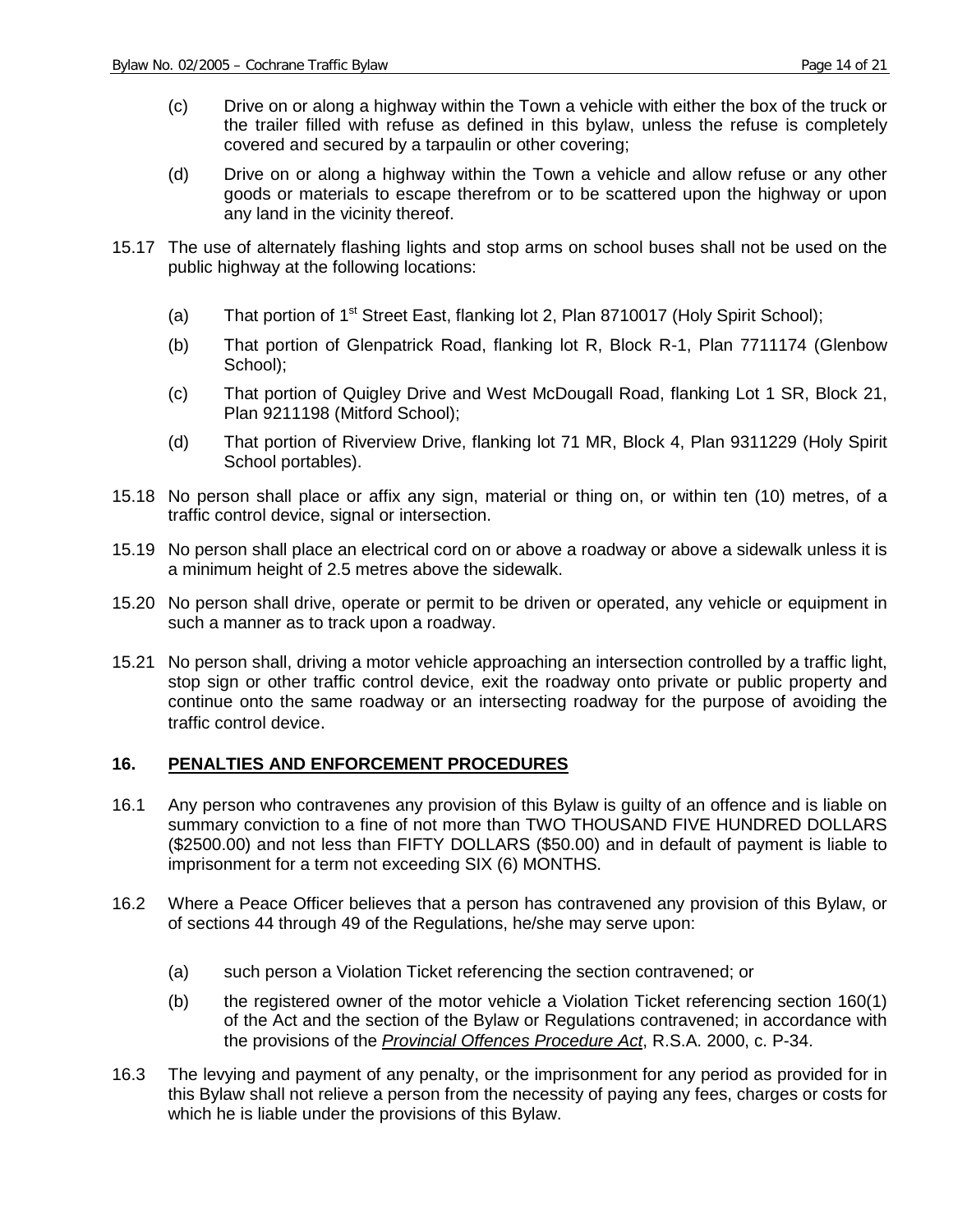(c) Drive on or along a highway within the Town a vehicle with either the box of the truck or the trailer filled with refuse as defined in this bylaw, unless the refuse is completely covered and secured by a tarpaulin or other covering;

(d) Drive on or along a highway within the Town a vehicle and allow refuse or any other goods or materials to escape therefrom or to be scattered upon the highway or upon any land in the vicinity thereof.

15.17 The use of alternately flashing lights and stop arms on school buses shall not be used on the public highway at the following locations:

(a) That portion of 1st Street East, flanking lot 2, Plan 8710017 (Holy Spirit School);

(b) That portion of Glenpatrick Road, flanking lot R, Block R-1, Plan 7711174 (Glenbow School);

(c) That portion of Quigley Drive and West McDougall Road, flanking Lot 1 SR, Block 21, Plan 9211198 (Mitford School);

(d) That portion of Riverview Drive, flanking lot 71 MR, Block 4, Plan 9311229 (Holy Spirit School portables).

15.18 No person shall place or affix any sign, material or thing on, or within ten (10) metres, of a traffic control device, signal or intersection.

15.19 No person shall place an electrical cord on or above a roadway or above a sidewalk unless it is a minimum height of 2.5 metres above the sidewalk.

15.20 No person shall drive, operate or permit to be driven or operated, any vehicle or equipment in such a manner as to track upon a roadway.

15.21 No person shall, driving a motor vehicle approaching an intersection controlled by a traffic light, stop sign or other traffic control device, exit the roadway onto private or public property and continue onto the same roadway or an intersecting roadway for the purpose of avoiding the traffic control device.

## 16. PENALTIES AND ENFORCEMENT PROCEDURES

16.1 Any person who contravenes any provision of this Bylaw is guilty of an offence and is liable on summary conviction to a fine of not more than TWO THOUSAND FIVE HUNDRED DOLLARS ($2500.00) and not less than FIFTY DOLLARS ($50.00) and in default of payment is liable to imprisonment for a term not exceeding SIX (6) MONTHS.

16.2 Where a Peace Officer believes that a person has contravened any provision of this Bylaw, or of sections 44 through 49 of the Regulations, he/she may serve upon:

(a) such person a Violation Ticket referencing the section contravened; or

(b) the registered owner of the motor vehicle a Violation Ticket referencing section 160(1) of the Act and the section of the Bylaw or Regulations contravened; in accordance with the provisions of the *Provincial Offences Procedure Act*, R.S.A. 2000, c. P-34.

16.3 The levying and payment of any penalty, or the imprisonment for any period as provided for in this Bylaw shall not relieve a person from the necessity of paying any fees, charges or costs for which he is liable under the provisions of this Bylaw.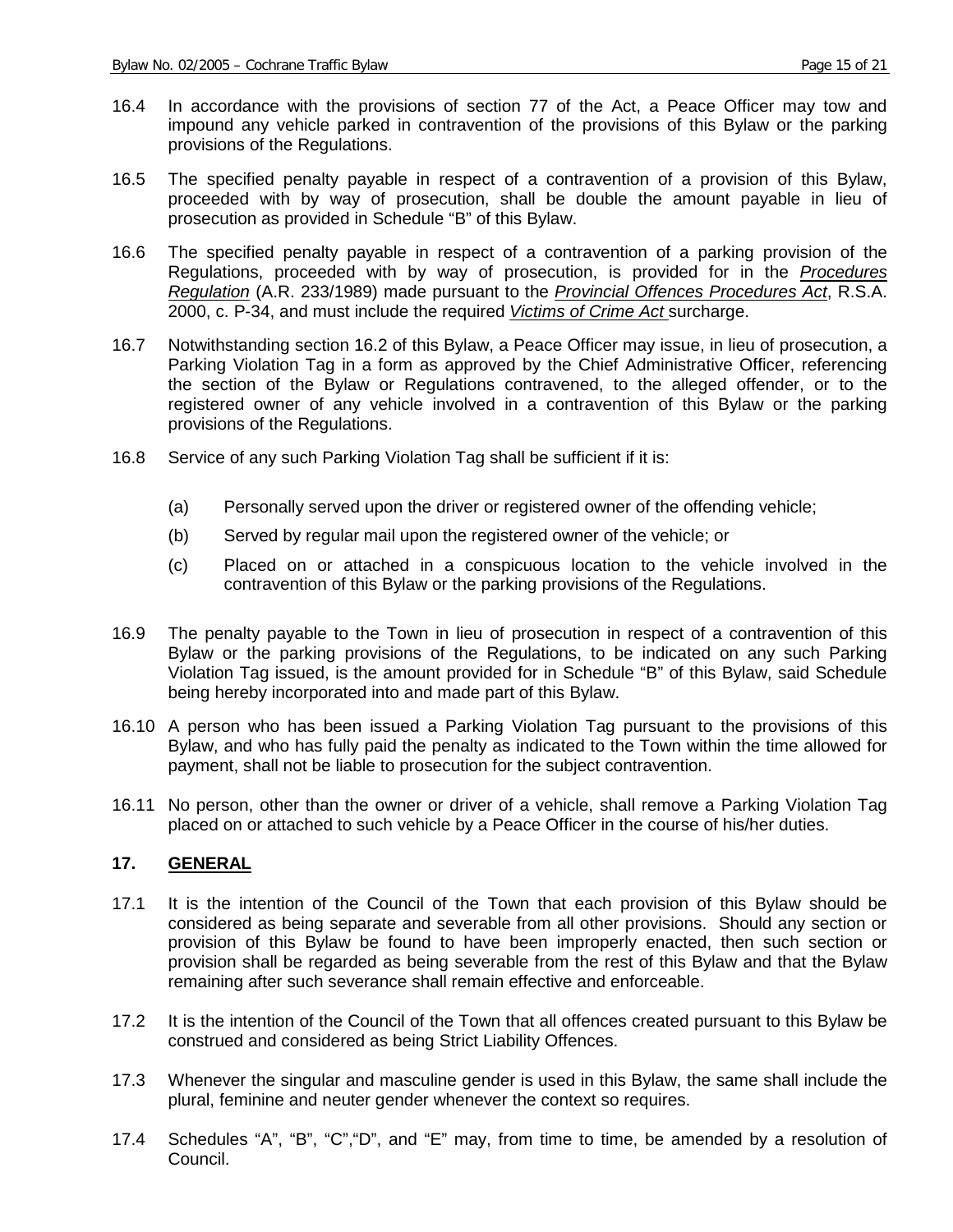16.4 In accordance with the provisions of section 77 of the Act, a Peace Officer may tow and impound any vehicle parked in contravention of the provisions of this Bylaw or the parking provisions of the Regulations.

16.5 The specified penalty payable in respect of a contravention of a provision of this Bylaw, proceeded with by way of prosecution, shall be double the amount payable in lieu of prosecution as provided in Schedule "B" of this Bylaw.

16.6 The specified penalty payable in respect of a contravention of a parking provision of the Regulations, proceeded with by way of prosecution, is provided for in the *Procedures Regulation* (A.R. 233/1989) made pursuant to the *Provincial Offences Procedures Act*, R.S.A. 2000, c. P-34, and must include the required *Victims of Crime Act* surcharge.

16.7 Notwithstanding section 16.2 of this Bylaw, a Peace Officer may issue, in lieu of prosecution, a Parking Violation Tag in a form as approved by the Chief Administrative Officer, referencing the section of the Bylaw or Regulations contravened, to the alleged offender, or to the registered owner of any vehicle involved in a contravention of this Bylaw or the parking provisions of the Regulations.

16.8 Service of any such Parking Violation Tag shall be sufficient if it is:

(a) Personally served upon the driver or registered owner of the offending vehicle;

(b) Served by regular mail upon the registered owner of the vehicle; or

(c) Placed on or attached in a conspicuous location to the vehicle involved in the contravention of this Bylaw or the parking provisions of the Regulations.

16.9 The penalty payable to the Town in lieu of prosecution in respect of a contravention of this Bylaw or the parking provisions of the Regulations, to be indicated on any such Parking Violation Tag issued, is the amount provided for in Schedule "B" of this Bylaw, said Schedule being hereby incorporated into and made part of this Bylaw.

16.10 A person who has been issued a Parking Violation Tag pursuant to the provisions of this Bylaw, and who has fully paid the penalty as indicated to the Town within the time allowed for payment, shall not be liable to prosecution for the subject contravention.

16.11 No person, other than the owner or driver of a vehicle, shall remove a Parking Violation Tag placed on or attached to such vehicle by a Peace Officer in the course of his/her duties.

## 17. GENERAL

17.1 It is the intention of the Council of the Town that each provision of this Bylaw should be considered as being separate and severable from all other provisions. Should any section or provision of this Bylaw be found to have been improperly enacted, then such section or provision shall be regarded as being severable from the rest of this Bylaw and that the Bylaw remaining after such severance shall remain effective and enforceable.

17.2 It is the intention of the Council of the Town that all offences created pursuant to this Bylaw be construed and considered as being Strict Liability Offences.

17.3 Whenever the singular and masculine gender is used in this Bylaw, the same shall include the plural, feminine and neuter gender whenever the context so requires.

17.4 Schedules "A", "B", "C","D", and "E" may, from time to time, be amended by a resolution of Council.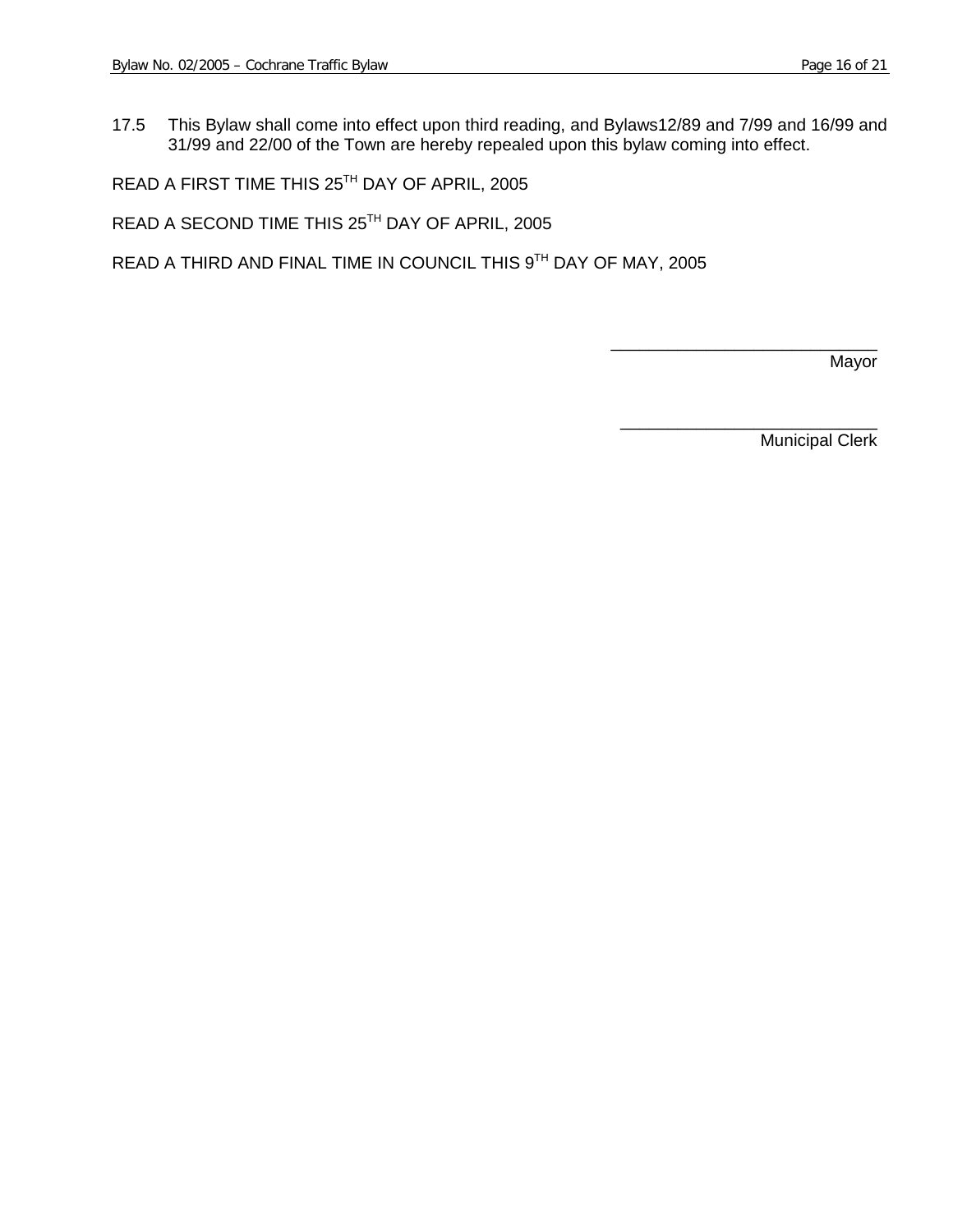17.5 This Bylaw shall come into effect upon third reading, and Bylaws12/89 and 7/99 and 16/99 and 31/99 and 22/00 of the Town are hereby repealed upon this bylaw coming into effect.

READ A FIRST TIME THIS 25TH DAY OF APRIL, 2005

READ A SECOND TIME THIS 25TH DAY OF APRIL, 2005

READ A THIRD AND FINAL TIME IN COUNCIL THIS 9TH DAY OF MAY, 2005

\_\_\_\_\_\_\_\_\_\_\_\_\_\_\_\_\_\_\_\_\_\_\_\_\_\_\_\_
Mayor

\_\_\_\_\_\_\_\_\_\_\_\_\_\_\_\_\_\_\_\_\_\_\_\_\_\_\_\_
Municipal Clerk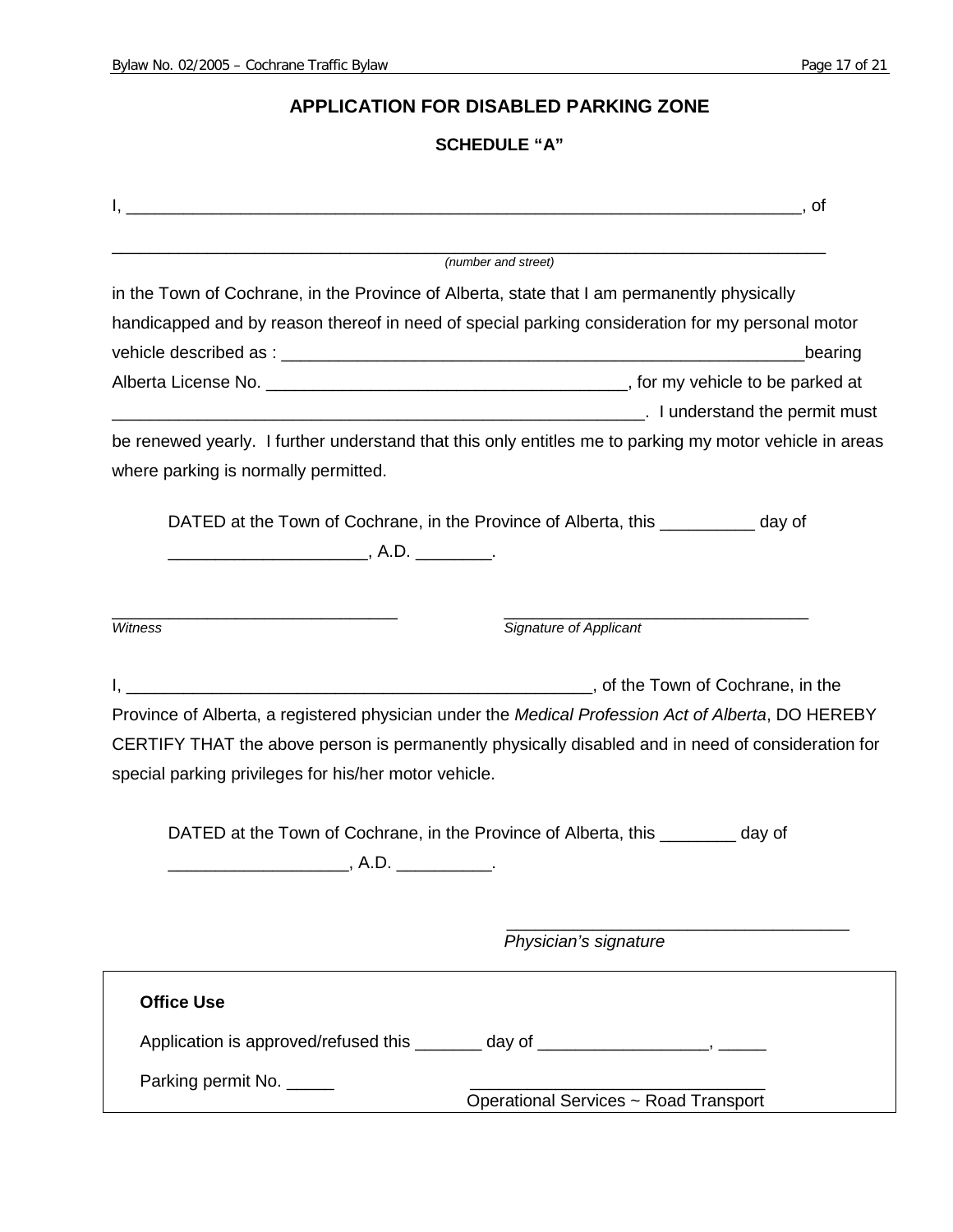## APPLICATION FOR DISABLED PARKING ZONE

### SCHEDULE "A"

I, ______________________________________________________________________, of

______________________________________________________________________________
*(number and street)*

in the Town of Cochrane, in the Province of Alberta, state that I am permanently physically handicapped and by reason thereof in need of special parking consideration for my personal motor vehicle described as : _______________________________________________________bearing Alberta License No. ____________________________________, for my vehicle to be parked at ______________________________________________________. I understand the permit must be renewed yearly. I further understand that this only entitles me to parking my motor vehicle in areas where parking is normally permitted.

DATED at the Town of Cochrane, in the Province of Alberta, this __________ day of ____________________, A.D. ________.

______________________________ ______________________________
*Witness* *Signature of Applicant*

I, ______________________________________________, of the Town of Cochrane, in the Province of Alberta, a registered physician under the *Medical Profession Act of Alberta*, DO HEREBY CERTIFY THAT the above person is permanently physically disabled and in need of consideration for special parking privileges for his/her motor vehicle.

DATED at the Town of Cochrane, in the Province of Alberta, this ________ day of __________________, A.D. __________.

______________________________
*Physician's signature*

**Office Use**

Application is approved/refused this _______ day of _________________, _____

Parking permit No. _____ ______________________________
Operational Services ~ Road Transport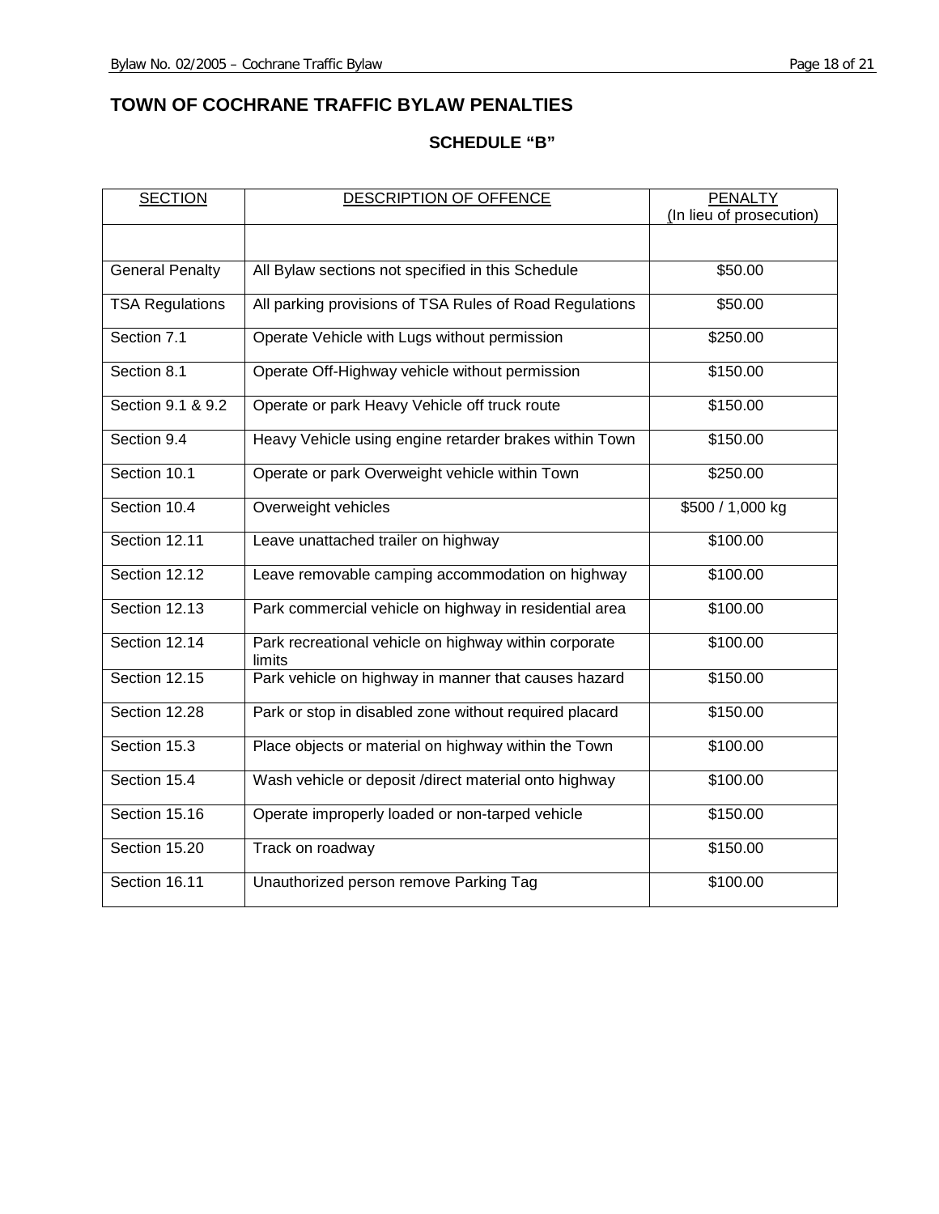# TOWN OF COCHRANE TRAFFIC BYLAW PENALTIES

## SCHEDULE "B"

| SECTION | DESCRIPTION OF OFFENCE | PENALTY (In lieu of prosecution) |
|---|---|---|
| | | |
| General Penalty | All Bylaw sections not specified in this Schedule | $50.00 |
| TSA Regulations | All parking provisions of TSA Rules of Road Regulations | $50.00 |
| Section 7.1 | Operate Vehicle with Lugs without permission | $250.00 |
| Section 8.1 | Operate Off-Highway vehicle without permission | $150.00 |
| Section 9.1 & 9.2 | Operate or park Heavy Vehicle off truck route | $150.00 |
| Section 9.4 | Heavy Vehicle using engine retarder brakes within Town | $150.00 |
| Section 10.1 | Operate or park Overweight vehicle within Town | $250.00 |
| Section 10.4 | Overweight vehicles | $500 / 1,000 kg |
| Section 12.11 | Leave unattached trailer on highway | $100.00 |
| Section 12.12 | Leave removable camping accommodation on highway | $100.00 |
| Section 12.13 | Park commercial vehicle on highway in residential area | $100.00 |
| Section 12.14 | Park recreational vehicle on highway within corporate limits | $100.00 |
| Section 12.15 | Park vehicle on highway in manner that causes hazard | $150.00 |
| Section 12.28 | Park or stop in disabled zone without required placard | $150.00 |
| Section 15.3 | Place objects or material on highway within the Town | $100.00 |
| Section 15.4 | Wash vehicle or deposit /direct material onto highway | $100.00 |
| Section 15.16 | Operate improperly loaded or non-tarped vehicle | $150.00 |
| Section 15.20 | Track on roadway | $150.00 |
| Section 16.11 | Unauthorized person remove Parking Tag | $100.00 |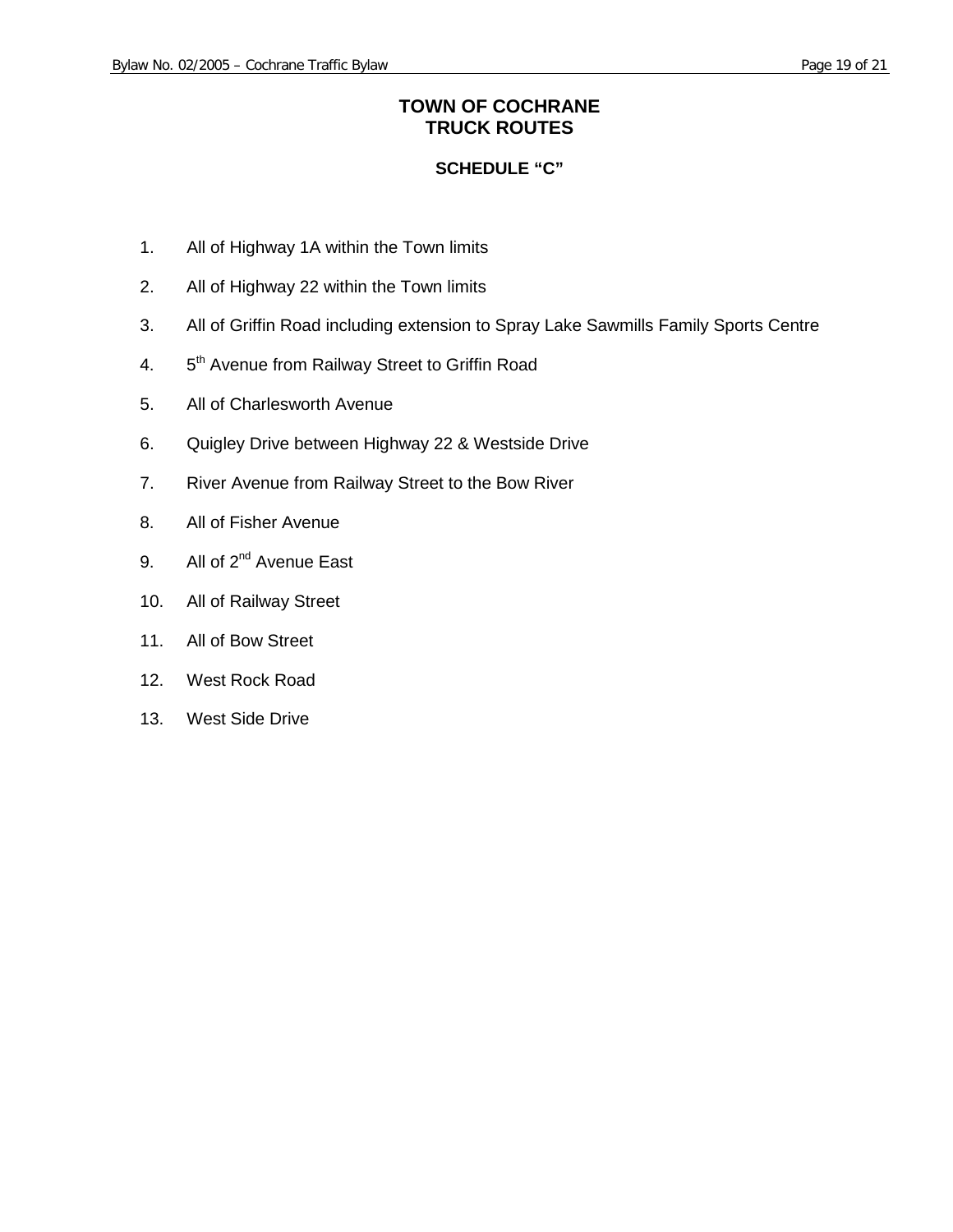# TOWN OF COCHRANE
# TRUCK ROUTES

### SCHEDULE "C"

1. All of Highway 1A within the Town limits
2. All of Highway 22 within the Town limits
3. All of Griffin Road including extension to Spray Lake Sawmills Family Sports Centre
4. 5th Avenue from Railway Street to Griffin Road
5. All of Charlesworth Avenue
6. Quigley Drive between Highway 22 & Westside Drive
7. River Avenue from Railway Street to the Bow River
8. All of Fisher Avenue
9. All of 2nd Avenue East
10. All of Railway Street
11. All of Bow Street
12. West Rock Road
13. West Side Drive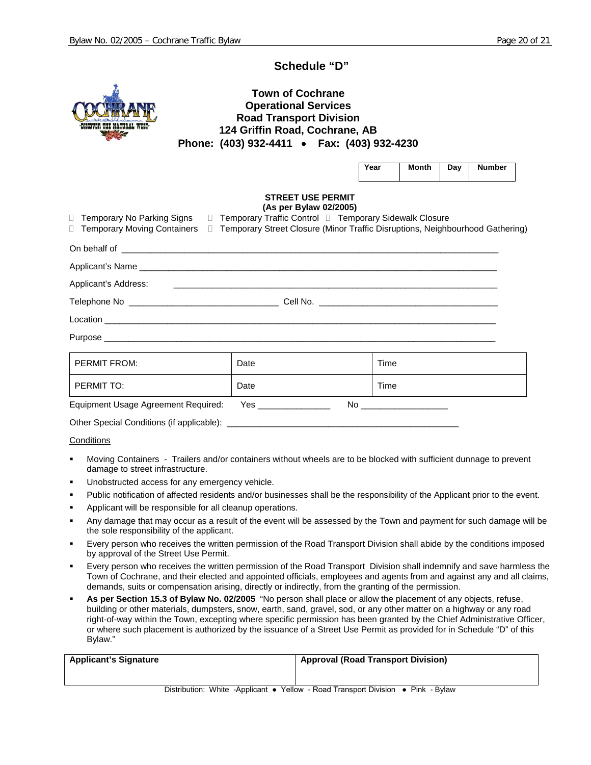## Schedule "D"

**Town of Cochrane**
**Operational Services**
**Road Transport Division**
**124 Griffin Road, Cochrane, AB**
**Phone: (403) 932-4411 • Fax: (403) 932-4230**

| Year | Month | Day | Number |
|---|---|---|---|
| | | | |

**STREET USE PERMIT**
**(As per Bylaw 02/2005)**

☐ Temporary No Parking Signs ☐ Temporary Traffic Control ☐ Temporary Sidewalk Closure
☐ Temporary Moving Containers ☐ Temporary Street Closure (Minor Traffic Disruptions, Neighbourhood Gathering)

On behalf of ________________________________________________

Applicant's Name ________________________________________________

Applicant's Address: ________________________________________________

Telephone No ____________________ Cell No. ____________________

Location ________________________________________________

Purpose ________________________________________________

| PERMIT FROM: | Date | Time |
|---|---|---|
| PERMIT TO: | Date | Time |

Equipment Usage Agreement Required: Yes ______________ No ______________

Other Special Conditions (if applicable): ________________________________

Conditions

- Moving Containers - Trailers and/or containers without wheels are to be blocked with sufficient dunnage to prevent damage to street infrastructure.
- Unobstructed access for any emergency vehicle.
- Public notification of affected residents and/or businesses shall be the responsibility of the Applicant prior to the event.
- Applicant will be responsible for all cleanup operations.
- Any damage that may occur as a result of the event will be assessed by the Town and payment for such damage will be the sole responsibility of the applicant.
- Every person who receives the written permission of the Road Transport Division shall abide by the conditions imposed by approval of the Street Use Permit.
- Every person who receives the written permission of the Road Transport Division shall indemnify and save harmless the Town of Cochrane, and their elected and appointed officials, employees and agents from and against any and all claims, demands, suits or compensation arising, directly or indirectly, from the granting of the permission.
- **As per Section 15.3 of Bylaw No. 02/2005** "No person shall place or allow the placement of any objects, refuse, building or other materials, dumpsters, snow, earth, sand, gravel, sod, or any other matter on a highway or any road right-of-way within the Town, excepting where specific permission has been granted by the Chief Administrative Officer, or where such placement is authorized by the issuance of a Street Use Permit as provided for in Schedule "D" of this Bylaw."

| Applicant's Signature | Approval (Road Transport Division) |
|---|---|
| | |

Distribution: White -Applicant • Yellow - Road Transport Division • Pink - Bylaw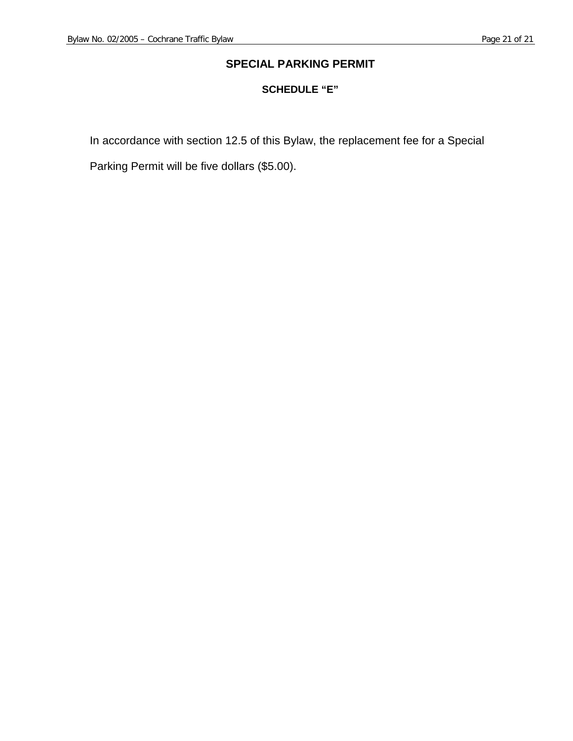# SPECIAL PARKING PERMIT

## SCHEDULE "E"

In accordance with section 12.5 of this Bylaw, the replacement fee for a Special Parking Permit will be five dollars ($5.00).